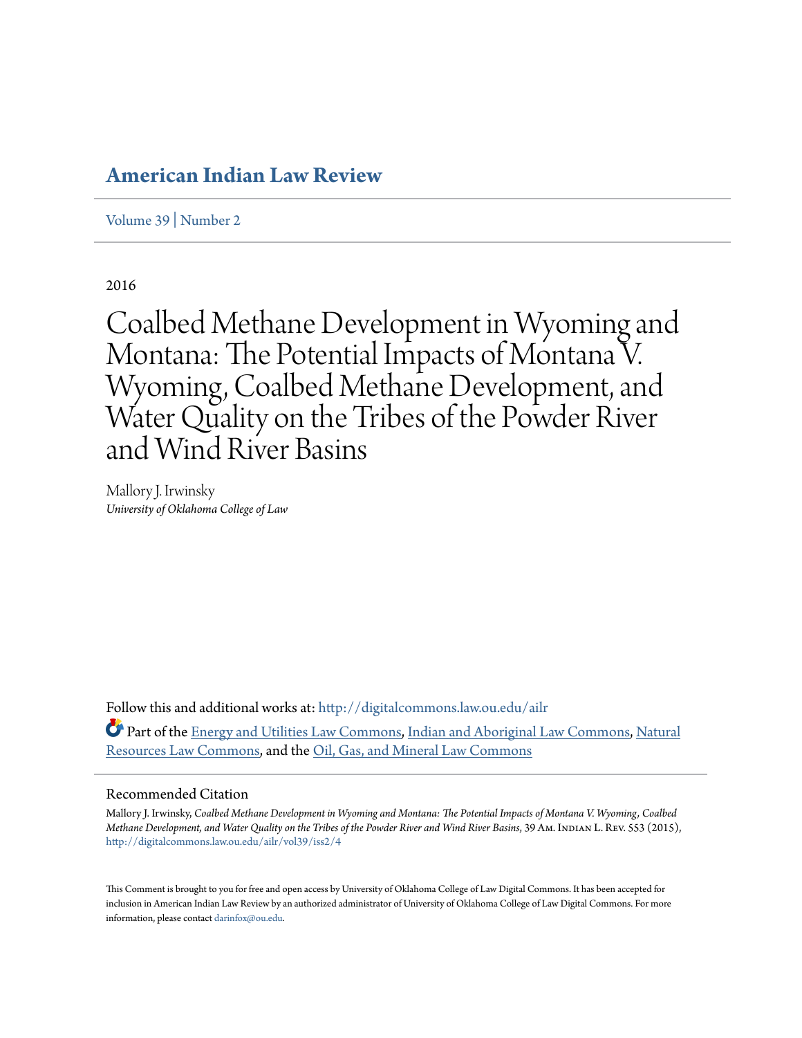# American Indian Law Review

Volume 39 | Number 2

2016

# Coalbed Methane Development in Wyoming and Montana: The Potential Impacts of Montana V. Wyoming, Coalbed Methane Development, and Water Quality on the Tribes of the Powder River and Wind River Basins

Mallory J. Irwinsky
*University of Oklahoma College of Law*

Follow this and additional works at: http://digitalcommons.law.ou.edu/ailr

Part of the Energy and Utilities Law Commons, Indian and Aboriginal Law Commons, Natural Resources Law Commons, and the Oil, Gas, and Mineral Law Commons

## Recommended Citation

Mallory J. Irwinsky, *Coalbed Methane Development in Wyoming and Montana: The Potential Impacts of Montana V. Wyoming, Coalbed Methane Development, and Water Quality on the Tribes of the Powder River and Wind River Basins*, 39 Am. Indian L. Rev. 553 (2015), http://digitalcommons.law.ou.edu/ailr/vol39/iss2/4

This Comment is brought to you for free and open access by University of Oklahoma College of Law Digital Commons. It has been accepted for inclusion in American Indian Law Review by an authorized administrator of University of Oklahoma College of Law Digital Commons. For more information, please contact darinfox@ou.edu.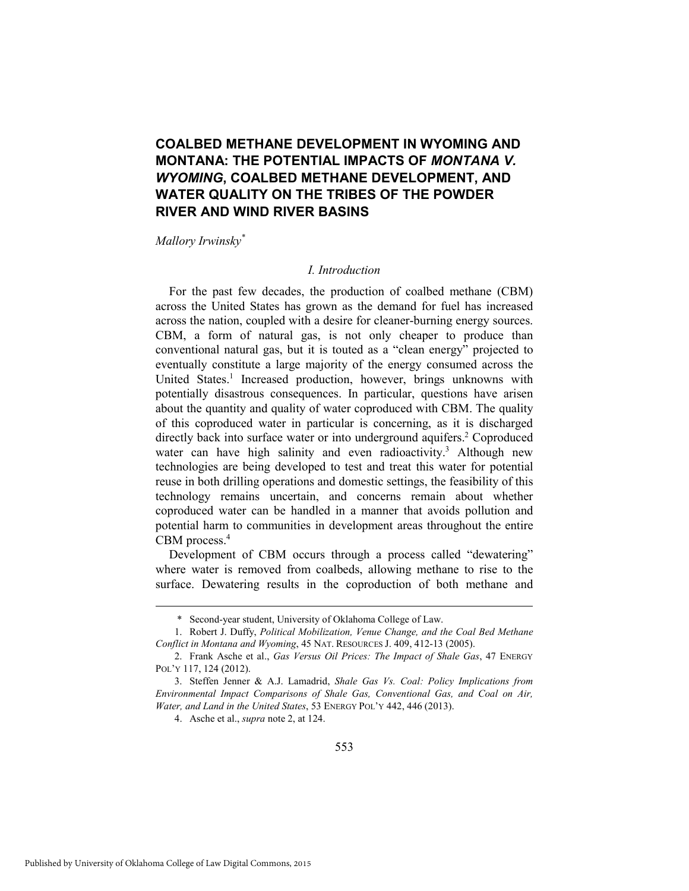# COALBED METHANE DEVELOPMENT IN WYOMING AND MONTANA: THE POTENTIAL IMPACTS OF *MONTANA V. WYOMING*, COALBED METHANE DEVELOPMENT, AND WATER QUALITY ON THE TRIBES OF THE POWDER RIVER AND WIND RIVER BASINS

*Mallory Irwinsky*[*]

## *I. Introduction*

For the past few decades, the production of coalbed methane (CBM) across the United States has grown as the demand for fuel has increased across the nation, coupled with a desire for cleaner-burning energy sources. CBM, a form of natural gas, is not only cheaper to produce than conventional natural gas, but it is touted as a "clean energy" projected to eventually constitute a large majority of the energy consumed across the United States.[1] Increased production, however, brings unknowns with potentially disastrous consequences. In particular, questions have arisen about the quantity and quality of water coproduced with CBM. The quality of this coproduced water in particular is concerning, as it is discharged directly back into surface water or into underground aquifers.[2] Coproduced water can have high salinity and even radioactivity.[3] Although new technologies are being developed to test and treat this water for potential reuse in both drilling operations and domestic settings, the feasibility of this technology remains uncertain, and concerns remain about whether coproduced water can be handled in a manner that avoids pollution and potential harm to communities in development areas throughout the entire CBM process.[4]

Development of CBM occurs through a process called "dewatering" where water is removed from coalbeds, allowing methane to rise to the surface. Dewatering results in the coproduction of both methane and

---

\* Second-year student, University of Oklahoma College of Law.

1. Robert J. Duffy, *Political Mobilization, Venue Change, and the Coal Bed Methane Conflict in Montana and Wyoming*, 45 NAT. RESOURCES J. 409, 412-13 (2005).

2. Frank Asche et al., *Gas Versus Oil Prices: The Impact of Shale Gas*, 47 ENERGY POL'Y 117, 124 (2012).

3. Steffen Jenner & A.J. Lamadrid, *Shale Gas Vs. Coal: Policy Implications from Environmental Impact Comparisons of Shale Gas, Conventional Gas, and Coal on Air, Water, and Land in the United States*, 53 ENERGY POL'Y 442, 446 (2013).

4. Asche et al., *supra* note 2, at 124.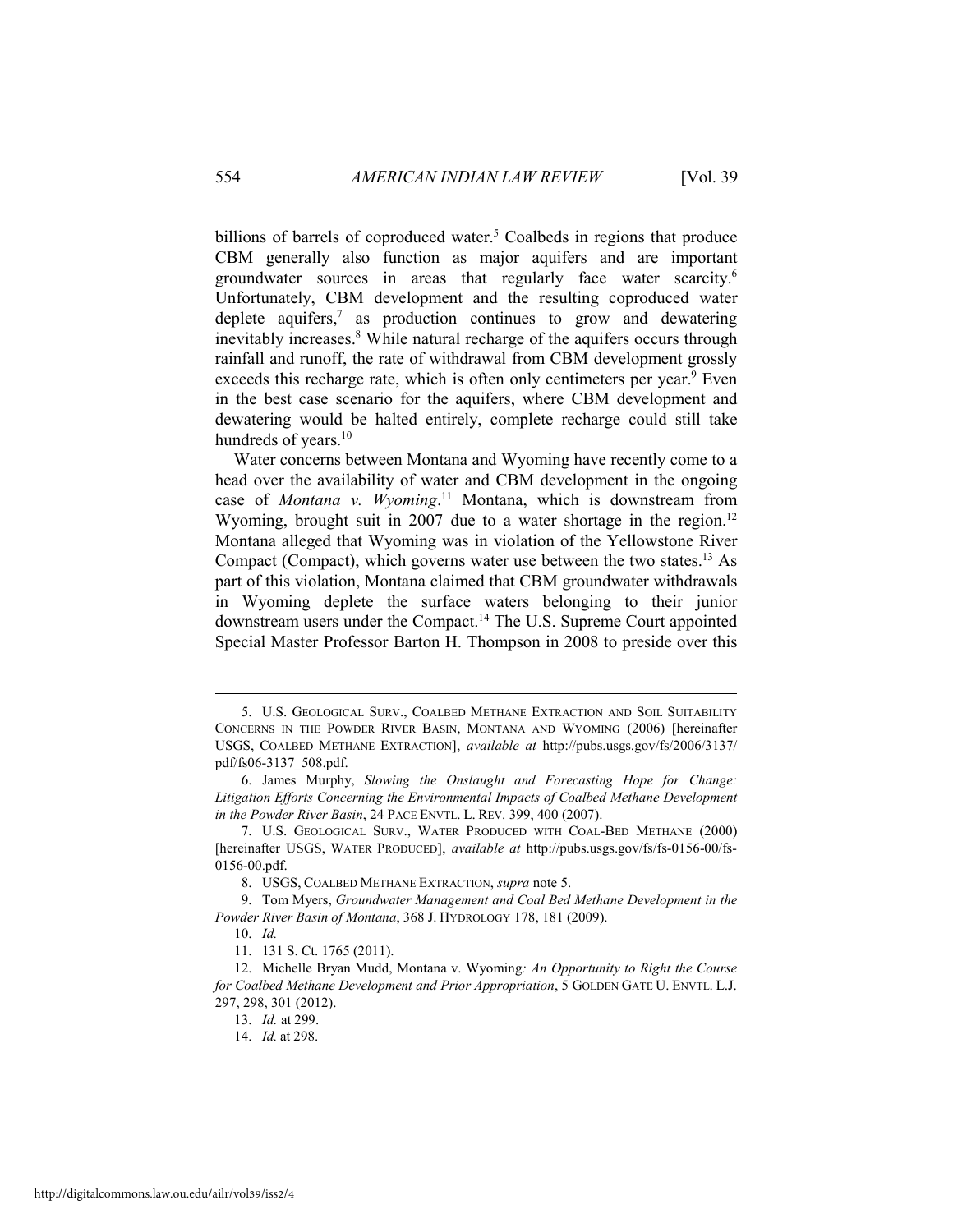billions of barrels of coproduced water.[5] Coalbeds in regions that produce CBM generally also function as major aquifers and are important groundwater sources in areas that regularly face water scarcity.[6] Unfortunately, CBM development and the resulting coproduced water deplete aquifers,[7] as production continues to grow and dewatering inevitably increases.[8] While natural recharge of the aquifers occurs through rainfall and runoff, the rate of withdrawal from CBM development grossly exceeds this recharge rate, which is often only centimeters per year.[9] Even in the best case scenario for the aquifers, where CBM development and dewatering would be halted entirely, complete recharge could still take hundreds of years.[10]

Water concerns between Montana and Wyoming have recently come to a head over the availability of water and CBM development in the ongoing case of *Montana v. Wyoming*.[11] Montana, which is downstream from Wyoming, brought suit in 2007 due to a water shortage in the region.[12] Montana alleged that Wyoming was in violation of the Yellowstone River Compact (Compact), which governs water use between the two states.[13] As part of this violation, Montana claimed that CBM groundwater withdrawals in Wyoming deplete the surface waters belonging to their junior downstream users under the Compact.[14] The U.S. Supreme Court appointed Special Master Professor Barton H. Thompson in 2008 to preside over this

---

5. U.S. GEOLOGICAL SURV., COALBED METHANE EXTRACTION AND SOIL SUITABILITY CONCERNS IN THE POWDER RIVER BASIN, MONTANA AND WYOMING (2006) [hereinafter USGS, COALBED METHANE EXTRACTION], *available at* http://pubs.usgs.gov/fs/2006/3137/pdf/fs06-3137_508.pdf.

6. James Murphy, *Slowing the Onslaught and Forecasting Hope for Change: Litigation Efforts Concerning the Environmental Impacts of Coalbed Methane Development in the Powder River Basin*, 24 PACE ENVTL. L. REV. 399, 400 (2007).

7. U.S. GEOLOGICAL SURV., WATER PRODUCED WITH COAL-BED METHANE (2000) [hereinafter USGS, WATER PRODUCED], *available at* http://pubs.usgs.gov/fs/fs-0156-00/fs-0156-00.pdf.

8. USGS, COALBED METHANE EXTRACTION, *supra* note 5.

9. Tom Myers, *Groundwater Management and Coal Bed Methane Development in the Powder River Basin of Montana*, 368 J. HYDROLOGY 178, 181 (2009).

10. *Id.*

11. 131 S. Ct. 1765 (2011).

12. Michelle Bryan Mudd, Montana v. Wyoming*: An Opportunity to Right the Course for Coalbed Methane Development and Prior Appropriation*, 5 GOLDEN GATE U. ENVTL. L.J. 297, 298, 301 (2012).

13. *Id.* at 299.

14. *Id.* at 298.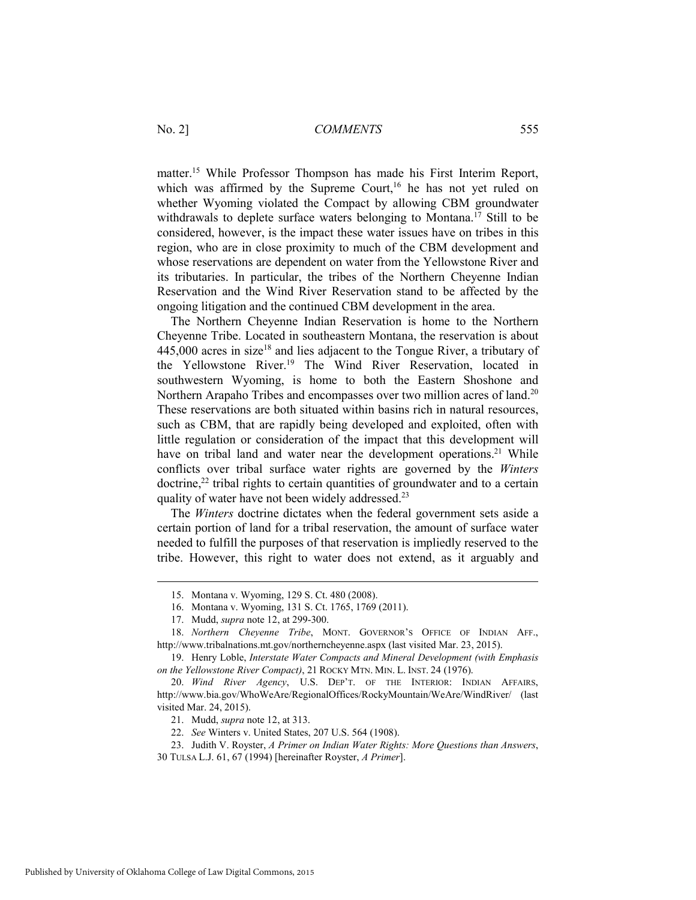matter.[15] While Professor Thompson has made his First Interim Report, which was affirmed by the Supreme Court,[16] he has not yet ruled on whether Wyoming violated the Compact by allowing CBM groundwater withdrawals to deplete surface waters belonging to Montana.[17] Still to be considered, however, is the impact these water issues have on tribes in this region, who are in close proximity to much of the CBM development and whose reservations are dependent on water from the Yellowstone River and its tributaries. In particular, the tribes of the Northern Cheyenne Indian Reservation and the Wind River Reservation stand to be affected by the ongoing litigation and the continued CBM development in the area.

The Northern Cheyenne Indian Reservation is home to the Northern Cheyenne Tribe. Located in southeastern Montana, the reservation is about 445,000 acres in size[18] and lies adjacent to the Tongue River, a tributary of the Yellowstone River.[19] The Wind River Reservation, located in southwestern Wyoming, is home to both the Eastern Shoshone and Northern Arapaho Tribes and encompasses over two million acres of land.[20] These reservations are both situated within basins rich in natural resources, such as CBM, that are rapidly being developed and exploited, often with little regulation or consideration of the impact that this development will have on tribal land and water near the development operations.[21] While conflicts over tribal surface water rights are governed by the *Winters* doctrine,[22] tribal rights to certain quantities of groundwater and to a certain quality of water have not been widely addressed.[23]

The *Winters* doctrine dictates when the federal government sets aside a certain portion of land for a tribal reservation, the amount of surface water needed to fulfill the purposes of that reservation is impliedly reserved to the tribe. However, this right to water does not extend, as it arguably and

---

15. Montana v. Wyoming, 129 S. Ct. 480 (2008).

16. Montana v. Wyoming, 131 S. Ct. 1765, 1769 (2011).

17. Mudd, *supra* note 12, at 299-300.

18. *Northern Cheyenne Tribe*, MONT. GOVERNOR'S OFFICE OF INDIAN AFF., http://www.tribalnations.mt.gov/northerncheyenne.aspx (last visited Mar. 23, 2015).

19. Henry Loble, *Interstate Water Compacts and Mineral Development (with Emphasis on the Yellowstone River Compact)*, 21 ROCKY MTN. MIN. L. INST. 24 (1976).

20. *Wind River Agency*, U.S. DEP'T. OF THE INTERIOR: INDIAN AFFAIRS, http://www.bia.gov/WhoWeAre/RegionalOffices/RockyMountain/WeAre/WindRiver/ (last visited Mar. 24, 2015).

21. Mudd, *supra* note 12, at 313.

22. *See* Winters v. United States, 207 U.S. 564 (1908).

23. Judith V. Royster, *A Primer on Indian Water Rights: More Questions than Answers*, 30 TULSA L.J. 61, 67 (1994) [hereinafter Royster, *A Primer*].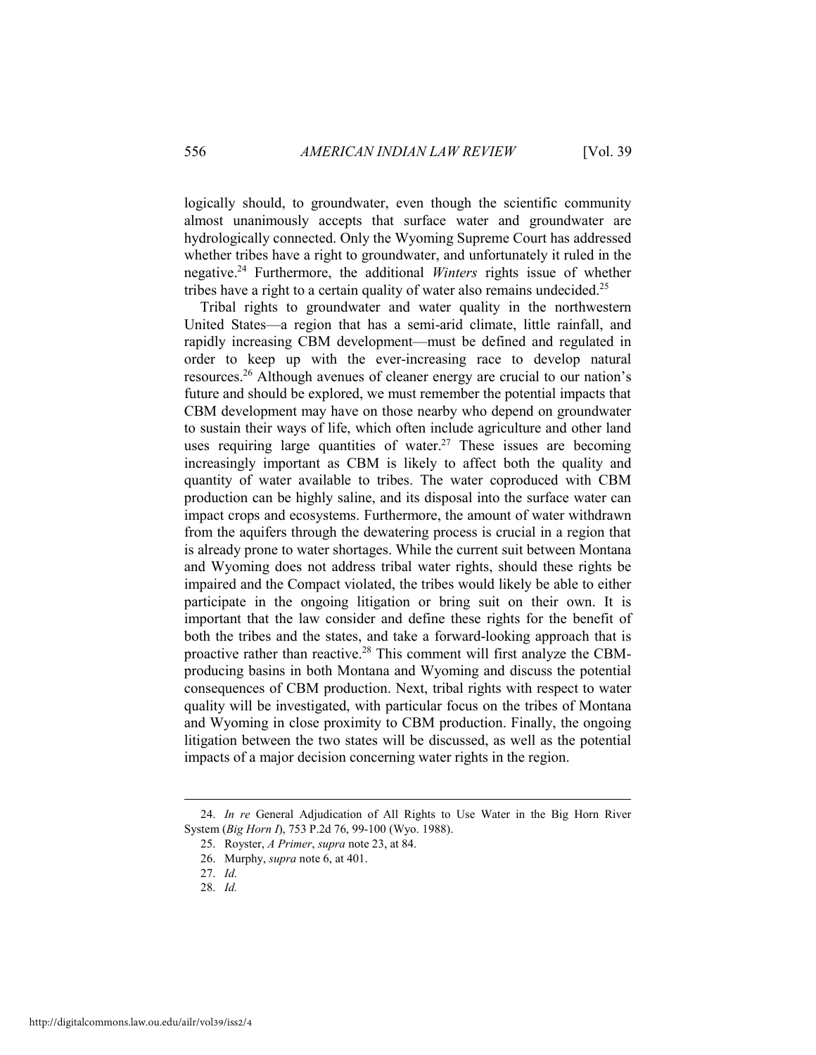logically should, to groundwater, even though the scientific community almost unanimously accepts that surface water and groundwater are hydrologically connected. Only the Wyoming Supreme Court has addressed whether tribes have a right to groundwater, and unfortunately it ruled in the negative.[24] Furthermore, the additional *Winters* rights issue of whether tribes have a right to a certain quality of water also remains undecided.[25]

Tribal rights to groundwater and water quality in the northwestern United States—a region that has a semi-arid climate, little rainfall, and rapidly increasing CBM development—must be defined and regulated in order to keep up with the ever-increasing race to develop natural resources.[26] Although avenues of cleaner energy are crucial to our nation's future and should be explored, we must remember the potential impacts that CBM development may have on those nearby who depend on groundwater to sustain their ways of life, which often include agriculture and other land uses requiring large quantities of water.[27] These issues are becoming increasingly important as CBM is likely to affect both the quality and quantity of water available to tribes. The water coproduced with CBM production can be highly saline, and its disposal into the surface water can impact crops and ecosystems. Furthermore, the amount of water withdrawn from the aquifers through the dewatering process is crucial in a region that is already prone to water shortages. While the current suit between Montana and Wyoming does not address tribal water rights, should these rights be impaired and the Compact violated, the tribes would likely be able to either participate in the ongoing litigation or bring suit on their own. It is important that the law consider and define these rights for the benefit of both the tribes and the states, and take a forward-looking approach that is proactive rather than reactive.[28] This comment will first analyze the CBM-producing basins in both Montana and Wyoming and discuss the potential consequences of CBM production. Next, tribal rights with respect to water quality will be investigated, with particular focus on the tribes of Montana and Wyoming in close proximity to CBM production. Finally, the ongoing litigation between the two states will be discussed, as well as the potential impacts of a major decision concerning water rights in the region.

---

24. *In re* General Adjudication of All Rights to Use Water in the Big Horn River System (*Big Horn I*), 753 P.2d 76, 99-100 (Wyo. 1988).

25. Royster, *A Primer*, *supra* note 23, at 84.

26. Murphy, *supra* note 6, at 401.

27. *Id.*

28. *Id.*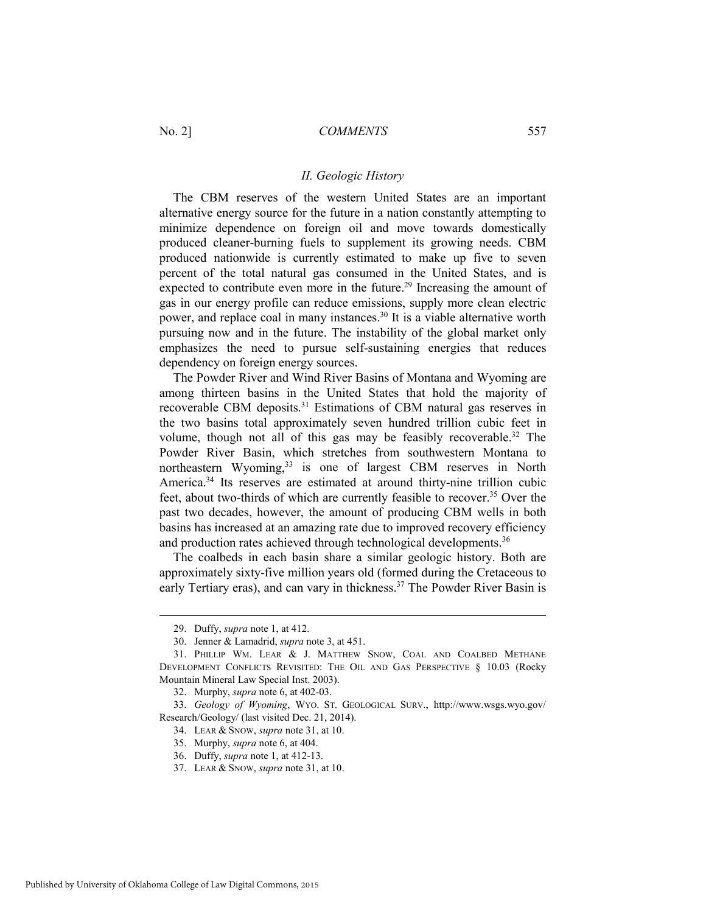### *II. Geologic History*

The CBM reserves of the western United States are an important alternative energy source for the future in a nation constantly attempting to minimize dependence on foreign oil and move towards domestically produced cleaner-burning fuels to supplement its growing needs. CBM produced nationwide is currently estimated to make up five to seven percent of the total natural gas consumed in the United States, and is expected to contribute even more in the future.[29] Increasing the amount of gas in our energy profile can reduce emissions, supply more clean electric power, and replace coal in many instances.[30] It is a viable alternative worth pursuing now and in the future. The instability of the global market only emphasizes the need to pursue self-sustaining energies that reduces dependency on foreign energy sources.

The Powder River and Wind River Basins of Montana and Wyoming are among thirteen basins in the United States that hold the majority of recoverable CBM deposits.[31] Estimations of CBM natural gas reserves in the two basins total approximately seven hundred trillion cubic feet in volume, though not all of this gas may be feasibly recoverable.[32] The Powder River Basin, which stretches from southwestern Montana to northeastern Wyoming,[33] is one of largest CBM reserves in North America.[34] Its reserves are estimated at around thirty-nine trillion cubic feet, about two-thirds of which are currently feasible to recover.[35] Over the past two decades, however, the amount of producing CBM wells in both basins has increased at an amazing rate due to improved recovery efficiency and production rates achieved through technological developments.[36]

The coalbeds in each basin share a similar geologic history. Both are approximately sixty-five million years old (formed during the Cretaceous to early Tertiary eras), and can vary in thickness.[37] The Powder River Basin is

---

29. Duffy, *supra* note 1, at 412.

30. Jenner & Lamadrid, *supra* note 3, at 451.

31. PHILLIP WM. LEAR & J. MATTHEW SNOW, COAL AND COALBED METHANE DEVELOPMENT CONFLICTS REVISITED: THE OIL AND GAS PERSPECTIVE § 10.03 (Rocky Mountain Mineral Law Special Inst. 2003).

32. Murphy, *supra* note 6, at 402-03.

33. *Geology of Wyoming*, WYO. ST. GEOLOGICAL SURV., http://www.wsgs.wyo.gov/Research/Geology/ (last visited Dec. 21, 2014).

34. LEAR & SNOW, *supra* note 31, at 10.

35. Murphy, *supra* note 6, at 404.

36. Duffy, *supra* note 1, at 412-13.

37. LEAR & SNOW, *supra* note 31, at 10.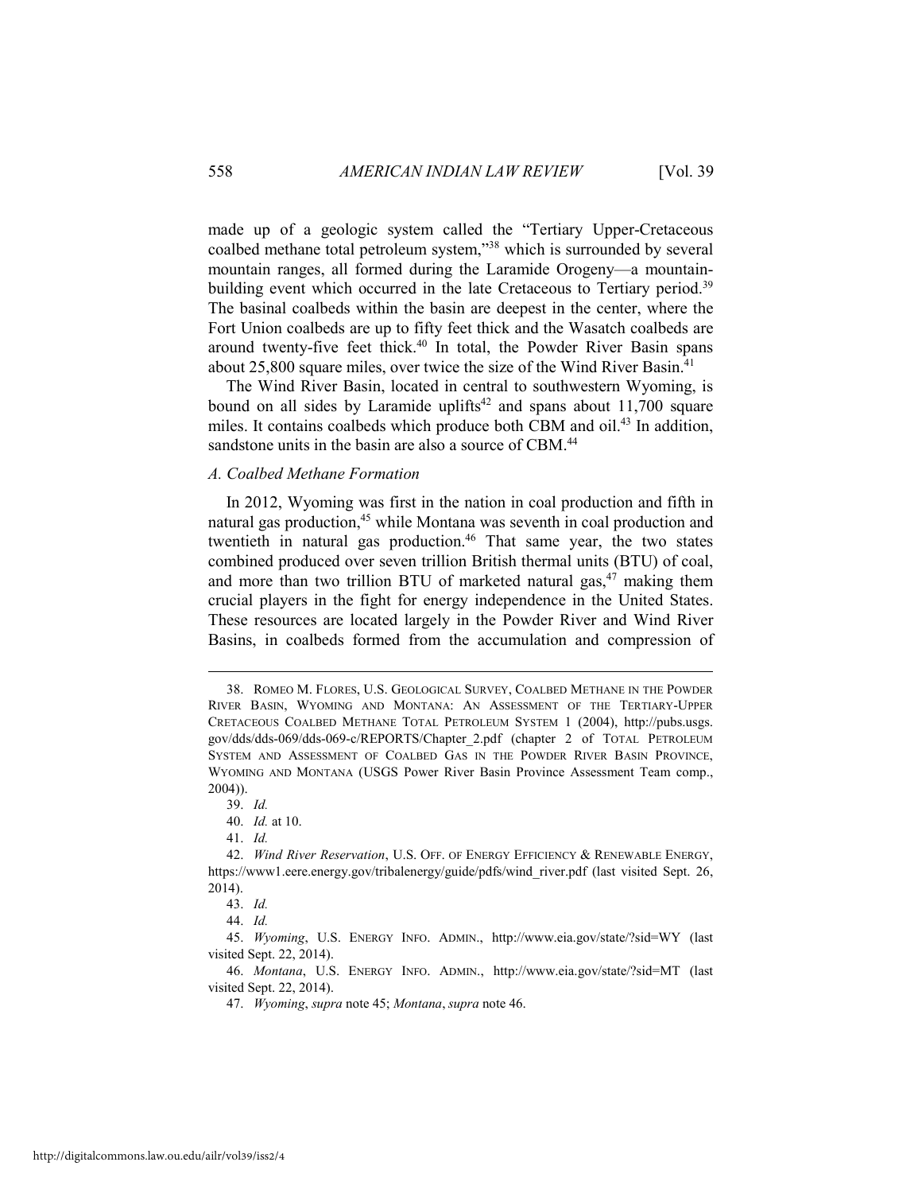made up of a geologic system called the "Tertiary Upper-Cretaceous coalbed methane total petroleum system,"[38] which is surrounded by several mountain ranges, all formed during the Laramide Orogeny—a mountain-building event which occurred in the late Cretaceous to Tertiary period.[39] The basinal coalbeds within the basin are deepest in the center, where the Fort Union coalbeds are up to fifty feet thick and the Wasatch coalbeds are around twenty-five feet thick.[40] In total, the Powder River Basin spans about 25,800 square miles, over twice the size of the Wind River Basin.[41]

The Wind River Basin, located in central to southwestern Wyoming, is bound on all sides by Laramide uplifts[42] and spans about 11,700 square miles. It contains coalbeds which produce both CBM and oil.[43] In addition, sandstone units in the basin are also a source of CBM.[44]

### *A. Coalbed Methane Formation*

In 2012, Wyoming was first in the nation in coal production and fifth in natural gas production,[45] while Montana was seventh in coal production and twentieth in natural gas production.[46] That same year, the two states combined produced over seven trillion British thermal units (BTU) of coal, and more than two trillion BTU of marketed natural gas,[47] making them crucial players in the fight for energy independence in the United States. These resources are located largely in the Powder River and Wind River Basins, in coalbeds formed from the accumulation and compression of

---

38. ROMEO M. FLORES, U.S. GEOLOGICAL SURVEY, COALBED METHANE IN THE POWDER RIVER BASIN, WYOMING AND MONTANA: AN ASSESSMENT OF THE TERTIARY-UPPER CRETACEOUS COALBED METHANE TOTAL PETROLEUM SYSTEM 1 (2004), http://pubs.usgs.gov/dds/dds-069/dds-069-c/REPORTS/Chapter_2.pdf (chapter 2 of TOTAL PETROLEUM SYSTEM AND ASSESSMENT OF COALBED GAS IN THE POWDER RIVER BASIN PROVINCE, WYOMING AND MONTANA (USGS Power River Basin Province Assessment Team comp., 2004)).

39. *Id.*

40. *Id.* at 10.

41. *Id.*

42. *Wind River Reservation*, U.S. OFF. OF ENERGY EFFICIENCY & RENEWABLE ENERGY, https://www1.eere.energy.gov/tribalenergy/guide/pdfs/wind_river.pdf (last visited Sept. 26, 2014).

43. *Id.*

44. *Id.*

45. *Wyoming*, U.S. ENERGY INFO. ADMIN., http://www.eia.gov/state/?sid=WY (last visited Sept. 22, 2014).

46. *Montana*, U.S. ENERGY INFO. ADMIN., http://www.eia.gov/state/?sid=MT (last visited Sept. 22, 2014).

47. *Wyoming*, *supra* note 45; *Montana*, *supra* note 46.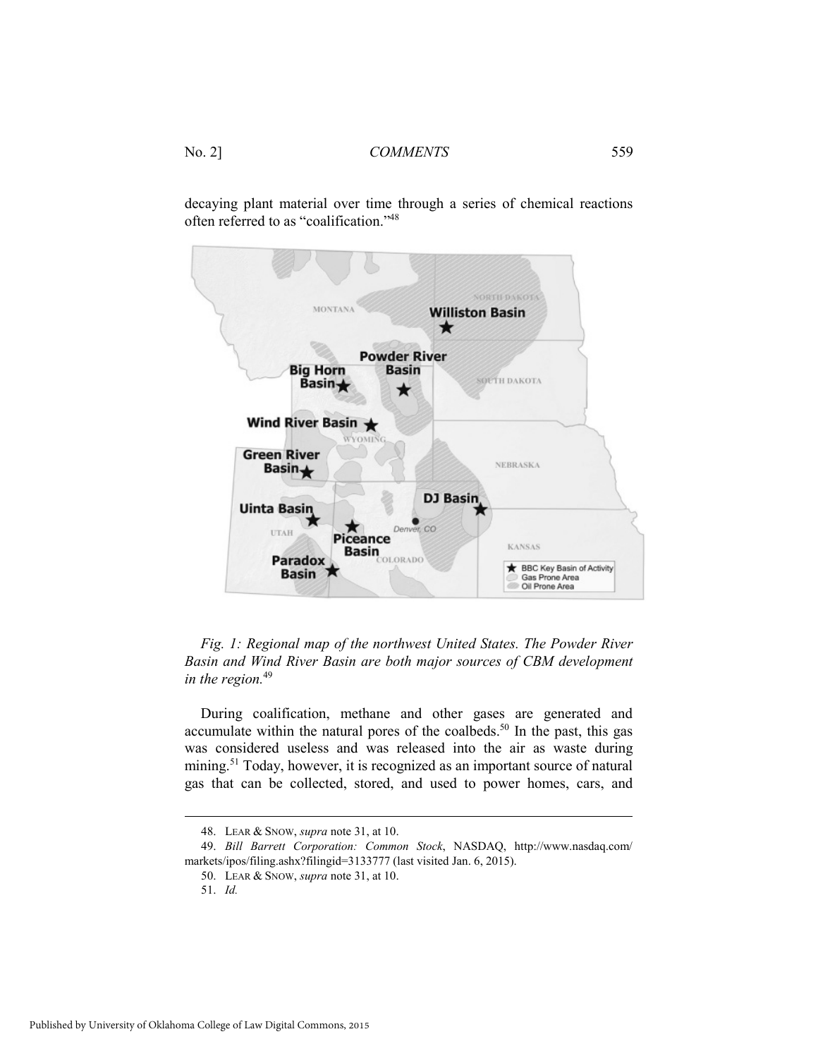decaying plant material over time through a series of chemical reactions often referred to as "coalification."[48]

*Fig. 1: Regional map of the northwest United States. The Powder River Basin and Wind River Basin are both major sources of CBM development in the region.*[49]

During coalification, methane and other gases are generated and accumulate within the natural pores of the coalbeds.[50] In the past, this gas was considered useless and was released into the air as waste during mining.[51] Today, however, it is recognized as an important source of natural gas that can be collected, stored, and used to power homes, cars, and

---

48. LEAR & SNOW, *supra* note 31, at 10.

49. *Bill Barrett Corporation: Common Stock*, NASDAQ, http://www.nasdaq.com/markets/ipos/filing.ashx?filingid=3133777 (last visited Jan. 6, 2015).

50. LEAR & SNOW, *supra* note 31, at 10.

51. *Id.*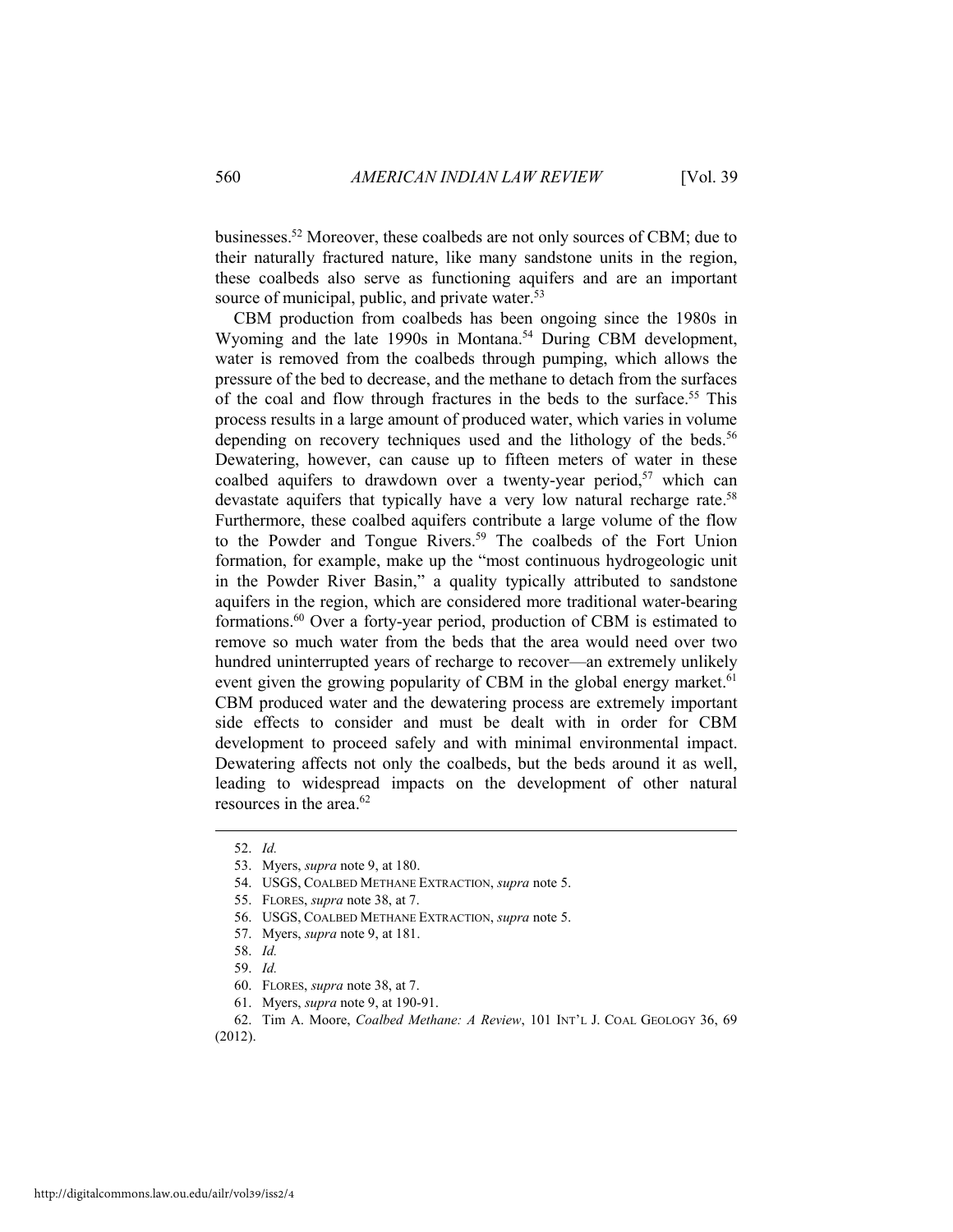businesses.[52] Moreover, these coalbeds are not only sources of CBM; due to their naturally fractured nature, like many sandstone units in the region, these coalbeds also serve as functioning aquifers and are an important source of municipal, public, and private water.[53]

CBM production from coalbeds has been ongoing since the 1980s in Wyoming and the late 1990s in Montana.[54] During CBM development, water is removed from the coalbeds through pumping, which allows the pressure of the bed to decrease, and the methane to detach from the surfaces of the coal and flow through fractures in the beds to the surface.[55] This process results in a large amount of produced water, which varies in volume depending on recovery techniques used and the lithology of the beds.[56] Dewatering, however, can cause up to fifteen meters of water in these coalbed aquifers to drawdown over a twenty-year period,[57] which can devastate aquifers that typically have a very low natural recharge rate.[58] Furthermore, these coalbed aquifers contribute a large volume of the flow to the Powder and Tongue Rivers.[59] The coalbeds of the Fort Union formation, for example, make up the "most continuous hydrogeologic unit in the Powder River Basin," a quality typically attributed to sandstone aquifers in the region, which are considered more traditional water-bearing formations.[60] Over a forty-year period, production of CBM is estimated to remove so much water from the beds that the area would need over two hundred uninterrupted years of recharge to recover—an extremely unlikely event given the growing popularity of CBM in the global energy market.[61] CBM produced water and the dewatering process are extremely important side effects to consider and must be dealt with in order for CBM development to proceed safely and with minimal environmental impact. Dewatering affects not only the coalbeds, but the beds around it as well, leading to widespread impacts on the development of other natural resources in the area.[62]

---

52. *Id.*
53. Myers, *supra* note 9, at 180.
54. USGS, COALBED METHANE EXTRACTION, *supra* note 5.
55. FLORES, *supra* note 38, at 7.
56. USGS, COALBED METHANE EXTRACTION, *supra* note 5.
57. Myers, *supra* note 9, at 181.
58. *Id.*
59. *Id.*
60. FLORES, *supra* note 38, at 7.
61. Myers, *supra* note 9, at 190-91.
62. Tim A. Moore, *Coalbed Methane: A Review*, 101 INT'L J. COAL GEOLOGY 36, 69 (2012).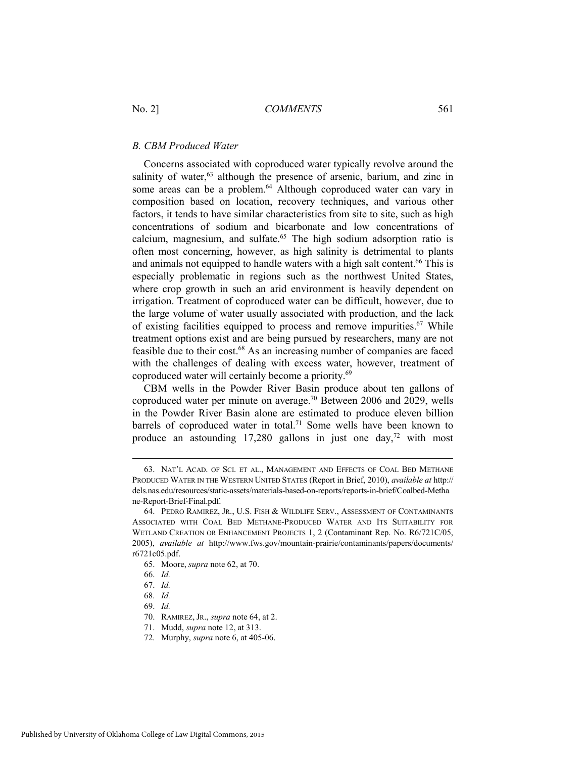### *B. CBM Produced Water*

Concerns associated with coproduced water typically revolve around the salinity of water,[63] although the presence of arsenic, barium, and zinc in some areas can be a problem.[64] Although coproduced water can vary in composition based on location, recovery techniques, and various other factors, it tends to have similar characteristics from site to site, such as high concentrations of sodium and bicarbonate and low concentrations of calcium, magnesium, and sulfate.[65] The high sodium adsorption ratio is often most concerning, however, as high salinity is detrimental to plants and animals not equipped to handle waters with a high salt content.[66] This is especially problematic in regions such as the northwest United States, where crop growth in such an arid environment is heavily dependent on irrigation. Treatment of coproduced water can be difficult, however, due to the large volume of water usually associated with production, and the lack of existing facilities equipped to process and remove impurities.[67] While treatment options exist and are being pursued by researchers, many are not feasible due to their cost.[68] As an increasing number of companies are faced with the challenges of dealing with excess water, however, treatment of coproduced water will certainly become a priority.[69]

CBM wells in the Powder River Basin produce about ten gallons of coproduced water per minute on average.[70] Between 2006 and 2029, wells in the Powder River Basin alone are estimated to produce eleven billion barrels of coproduced water in total.[71] Some wells have been known to produce an astounding 17,280 gallons in just one day,[72] with most

---

63. NAT'L ACAD. OF SCI. ET AL., MANAGEMENT AND EFFECTS OF COAL BED METHANE PRODUCED WATER IN THE WESTERN UNITED STATES (Report in Brief, 2010), *available at* http://dels.nas.edu/resources/static-assets/materials-based-on-reports/reports-in-brief/Coalbed-Methane-Report-Brief-Final.pdf.

64. PEDRO RAMIREZ, JR., U.S. FISH & WILDLIFE SERV., ASSESSMENT OF CONTAMINANTS ASSOCIATED WITH COAL BED METHANE-PRODUCED WATER AND ITS SUITABILITY FOR WETLAND CREATION OR ENHANCEMENT PROJECTS 1, 2 (Contaminant Rep. No. R6/721C/05, 2005), *available at* http://www.fws.gov/mountain-prairie/contaminants/papers/documents/r6721c05.pdf.

65. Moore, *supra* note 62, at 70.

66. *Id.*

67. *Id.*

68. *Id.*

69. *Id.*

70. RAMIREZ, JR., *supra* note 64, at 2.

71. Mudd, *supra* note 12, at 313.

72. Murphy, *supra* note 6, at 405-06.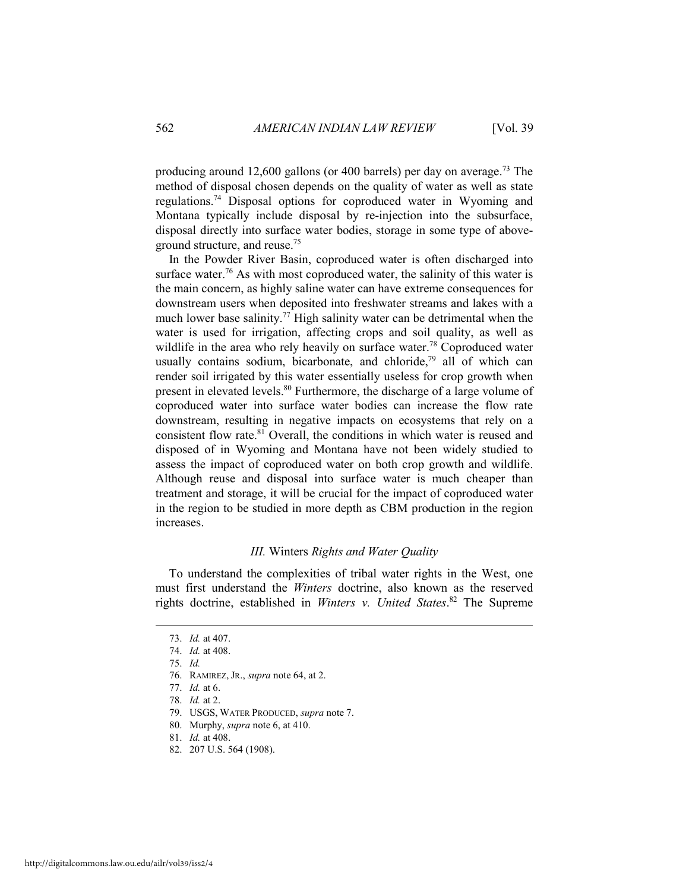producing around 12,600 gallons (or 400 barrels) per day on average.[73] The method of disposal chosen depends on the quality of water as well as state regulations.[74] Disposal options for coproduced water in Wyoming and Montana typically include disposal by re-injection into the subsurface, disposal directly into surface water bodies, storage in some type of above-ground structure, and reuse.[75]

In the Powder River Basin, coproduced water is often discharged into surface water.[76] As with most coproduced water, the salinity of this water is the main concern, as highly saline water can have extreme consequences for downstream users when deposited into freshwater streams and lakes with a much lower base salinity.[77] High salinity water can be detrimental when the water is used for irrigation, affecting crops and soil quality, as well as wildlife in the area who rely heavily on surface water.[78] Coproduced water usually contains sodium, bicarbonate, and chloride,[79] all of which can render soil irrigated by this water essentially useless for crop growth when present in elevated levels.[80] Furthermore, the discharge of a large volume of coproduced water into surface water bodies can increase the flow rate downstream, resulting in negative impacts on ecosystems that rely on a consistent flow rate.[81] Overall, the conditions in which water is reused and disposed of in Wyoming and Montana have not been widely studied to assess the impact of coproduced water on both crop growth and wildlife. Although reuse and disposal into surface water is much cheaper than treatment and storage, it will be crucial for the impact of coproduced water in the region to be studied in more depth as CBM production in the region increases.

### *III.* Winters *Rights and Water Quality*

To understand the complexities of tribal water rights in the West, one must first understand the *Winters* doctrine, also known as the reserved rights doctrine, established in *Winters v. United States*.[82] The Supreme

---

73. *Id.* at 407.
74. *Id.* at 408.
75. *Id.*
76. RAMIREZ, JR., *supra* note 64, at 2.
77. *Id.* at 6.
78. *Id.* at 2.
79. USGS, WATER PRODUCED, *supra* note 7.
80. Murphy, *supra* note 6, at 410.
81. *Id.* at 408.
82. 207 U.S. 564 (1908).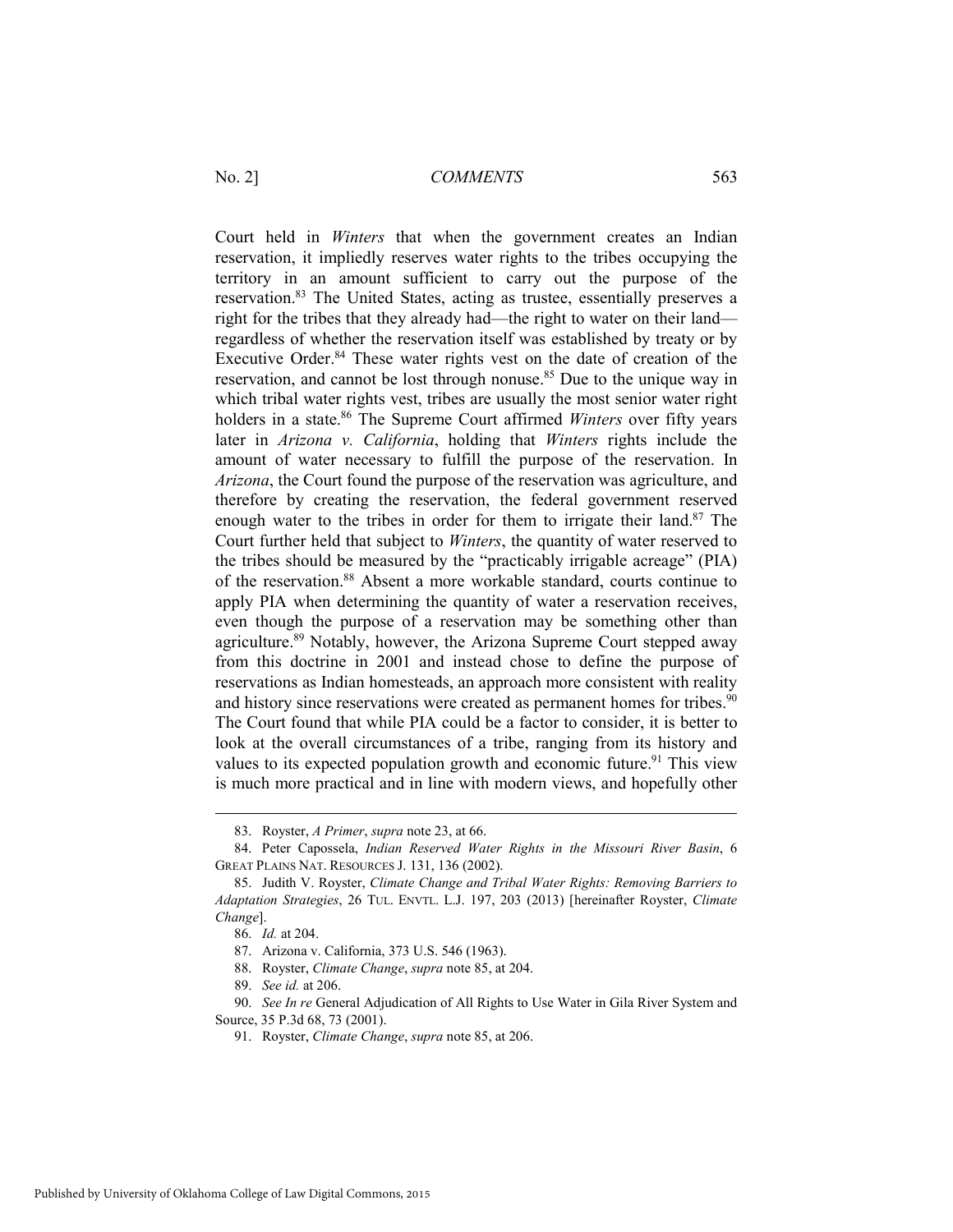Court held in *Winters* that when the government creates an Indian reservation, it impliedly reserves water rights to the tribes occupying the territory in an amount sufficient to carry out the purpose of the reservation.[83] The United States, acting as trustee, essentially preserves a right for the tribes that they already had—the right to water on their land—regardless of whether the reservation itself was established by treaty or by Executive Order.[84] These water rights vest on the date of creation of the reservation, and cannot be lost through nonuse.[85] Due to the unique way in which tribal water rights vest, tribes are usually the most senior water right holders in a state.[86] The Supreme Court affirmed *Winters* over fifty years later in *Arizona v. California*, holding that *Winters* rights include the amount of water necessary to fulfill the purpose of the reservation. In *Arizona*, the Court found the purpose of the reservation was agriculture, and therefore by creating the reservation, the federal government reserved enough water to the tribes in order for them to irrigate their land.[87] The Court further held that subject to *Winters*, the quantity of water reserved to the tribes should be measured by the "practicably irrigable acreage" (PIA) of the reservation.[88] Absent a more workable standard, courts continue to apply PIA when determining the quantity of water a reservation receives, even though the purpose of a reservation may be something other than agriculture.[89] Notably, however, the Arizona Supreme Court stepped away from this doctrine in 2001 and instead chose to define the purpose of reservations as Indian homesteads, an approach more consistent with reality and history since reservations were created as permanent homes for tribes.[90] The Court found that while PIA could be a factor to consider, it is better to look at the overall circumstances of a tribe, ranging from its history and values to its expected population growth and economic future.[91] This view is much more practical and in line with modern views, and hopefully other

---

83. Royster, *A Primer*, *supra* note 23, at 66.

84. Peter Capossela, *Indian Reserved Water Rights in the Missouri River Basin*, 6 GREAT PLAINS NAT. RESOURCES J. 131, 136 (2002).

85. Judith V. Royster, *Climate Change and Tribal Water Rights: Removing Barriers to Adaptation Strategies*, 26 TUL. ENVTL. L.J. 197, 203 (2013) [hereinafter Royster, *Climate Change*].

86. *Id.* at 204.

87. Arizona v. California, 373 U.S. 546 (1963).

88. Royster, *Climate Change*, *supra* note 85, at 204.

89. *See id.* at 206.

90. *See In re* General Adjudication of All Rights to Use Water in Gila River System and Source, 35 P.3d 68, 73 (2001).

91. Royster, *Climate Change*, *supra* note 85, at 206.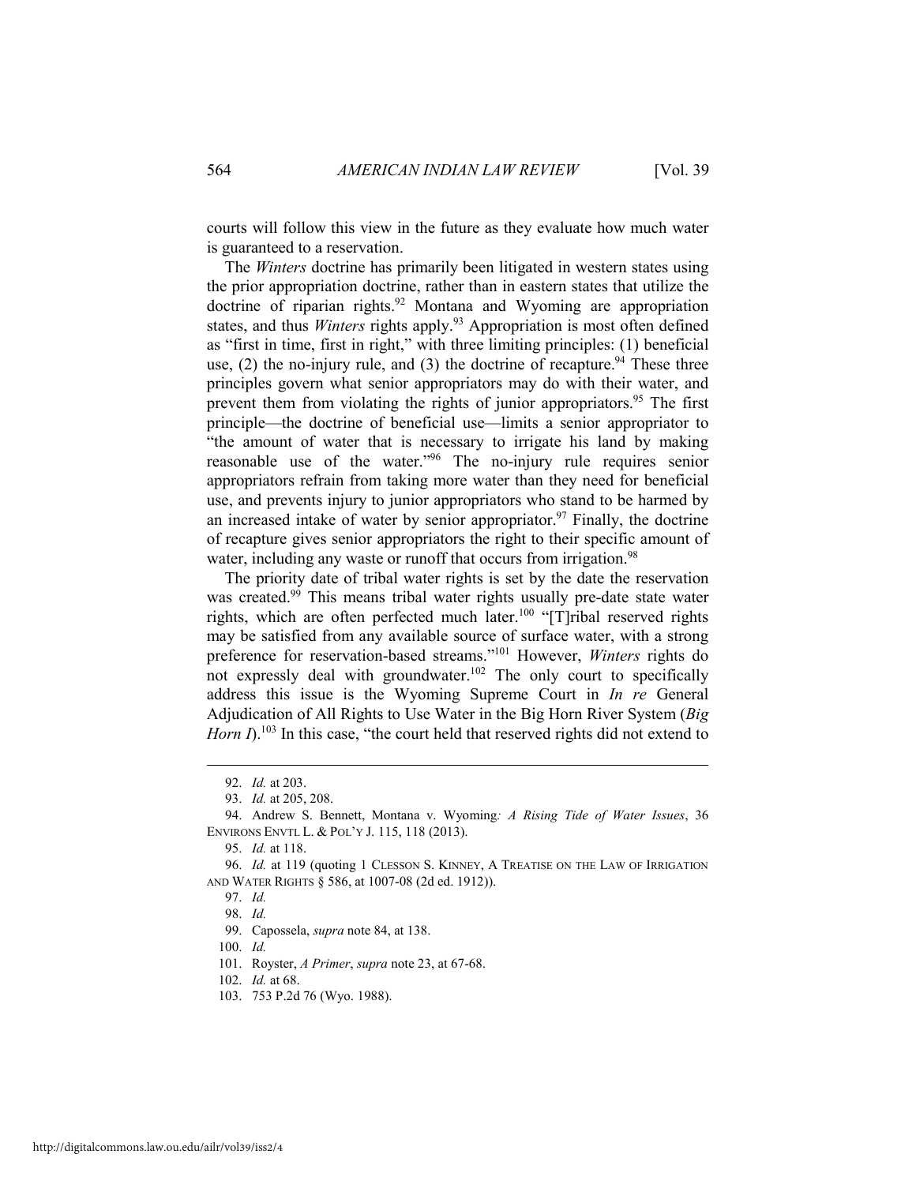courts will follow this view in the future as they evaluate how much water is guaranteed to a reservation.

The *Winters* doctrine has primarily been litigated in western states using the prior appropriation doctrine, rather than in eastern states that utilize the doctrine of riparian rights.[92] Montana and Wyoming are appropriation states, and thus *Winters* rights apply.[93] Appropriation is most often defined as "first in time, first in right," with three limiting principles: (1) beneficial use, (2) the no-injury rule, and (3) the doctrine of recapture.[94] These three principles govern what senior appropriators may do with their water, and prevent them from violating the rights of junior appropriators.[95] The first principle—the doctrine of beneficial use—limits a senior appropriator to "the amount of water that is necessary to irrigate his land by making reasonable use of the water."[96] The no-injury rule requires senior appropriators refrain from taking more water than they need for beneficial use, and prevents injury to junior appropriators who stand to be harmed by an increased intake of water by senior appropriator.[97] Finally, the doctrine of recapture gives senior appropriators the right to their specific amount of water, including any waste or runoff that occurs from irrigation.[98]

The priority date of tribal water rights is set by the date the reservation was created.[99] This means tribal water rights usually pre-date state water rights, which are often perfected much later.[100] "[T]ribal reserved rights may be satisfied from any available source of surface water, with a strong preference for reservation-based streams."[101] However, *Winters* rights do not expressly deal with groundwater.[102] The only court to specifically address this issue is the Wyoming Supreme Court in *In re* General Adjudication of All Rights to Use Water in the Big Horn River System (*Big Horn I*).[103] In this case, "the court held that reserved rights did not extend to

---

92. *Id.* at 203.

93. *Id.* at 205, 208.

94. Andrew S. Bennett, Montana v. Wyoming*: A Rising Tide of Water Issues*, 36 ENVIRONS ENVTL L. & POL'Y J. 115, 118 (2013).

95. *Id.* at 118.

96. *Id.* at 119 (quoting 1 CLESSON S. KINNEY, A TREATISE ON THE LAW OF IRRIGATION AND WATER RIGHTS § 586, at 1007-08 (2d ed. 1912)).

97. *Id.*

98. *Id.*

99. Capossela, *supra* note 84, at 138.

100. *Id.*

101. Royster, *A Primer*, *supra* note 23, at 67-68.

102. *Id.* at 68.

103. 753 P.2d 76 (Wyo. 1988).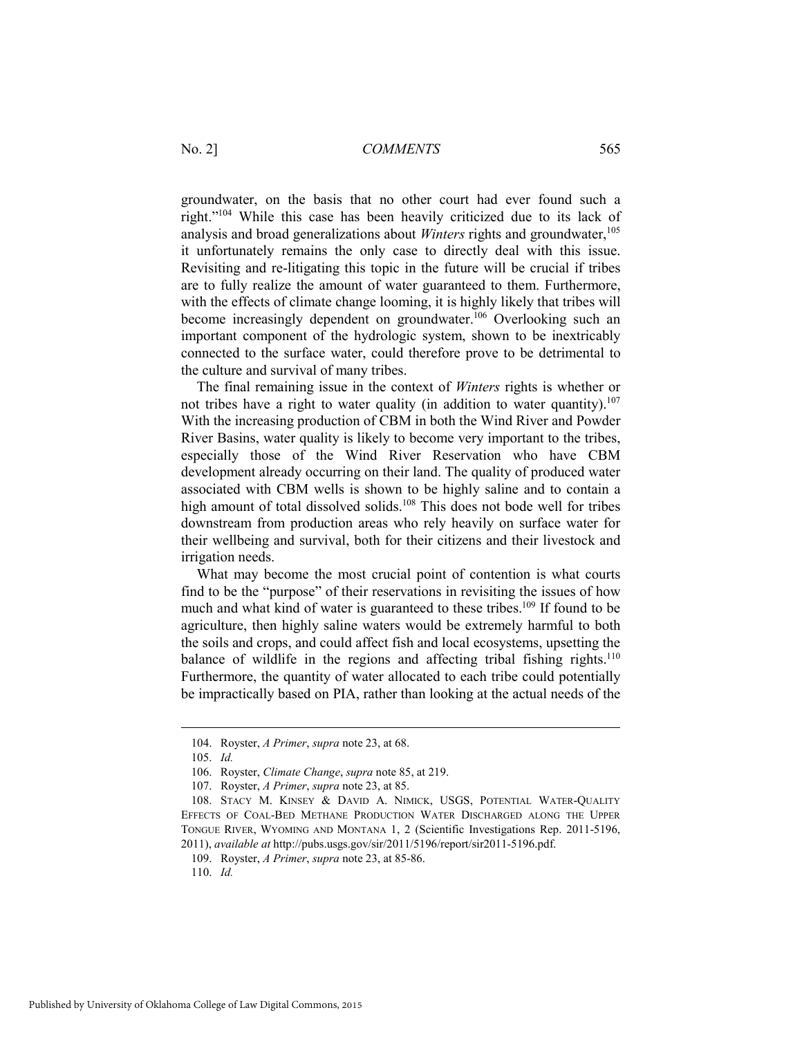groundwater, on the basis that no other court had ever found such a right."[104] While this case has been heavily criticized due to its lack of analysis and broad generalizations about *Winters* rights and groundwater,[105] it unfortunately remains the only case to directly deal with this issue. Revisiting and re-litigating this topic in the future will be crucial if tribes are to fully realize the amount of water guaranteed to them. Furthermore, with the effects of climate change looming, it is highly likely that tribes will become increasingly dependent on groundwater.[106] Overlooking such an important component of the hydrologic system, shown to be inextricably connected to the surface water, could therefore prove to be detrimental to the culture and survival of many tribes.

The final remaining issue in the context of *Winters* rights is whether or not tribes have a right to water quality (in addition to water quantity).[107] With the increasing production of CBM in both the Wind River and Powder River Basins, water quality is likely to become very important to the tribes, especially those of the Wind River Reservation who have CBM development already occurring on their land. The quality of produced water associated with CBM wells is shown to be highly saline and to contain a high amount of total dissolved solids.[108] This does not bode well for tribes downstream from production areas who rely heavily on surface water for their wellbeing and survival, both for their citizens and their livestock and irrigation needs.

What may become the most crucial point of contention is what courts find to be the "purpose" of their reservations in revisiting the issues of how much and what kind of water is guaranteed to these tribes.[109] If found to be agriculture, then highly saline waters would be extremely harmful to both the soils and crops, and could affect fish and local ecosystems, upsetting the balance of wildlife in the regions and affecting tribal fishing rights.[110] Furthermore, the quantity of water allocated to each tribe could potentially be impractically based on PIA, rather than looking at the actual needs of the

---

104. Royster, *A Primer*, *supra* note 23, at 68.

105. *Id.*

106. Royster, *Climate Change*, *supra* note 85, at 219.

107. Royster, *A Primer*, *supra* note 23, at 85.

108. STACY M. KINSEY & DAVID A. NIMICK, USGS, POTENTIAL WATER-QUALITY EFFECTS OF COAL-BED METHANE PRODUCTION WATER DISCHARGED ALONG THE UPPER TONGUE RIVER, WYOMING AND MONTANA 1, 2 (Scientific Investigations Rep. 2011-5196, 2011), *available at* http://pubs.usgs.gov/sir/2011/5196/report/sir2011-5196.pdf.

109. Royster, *A Primer*, *supra* note 23, at 85-86.

110. *Id.*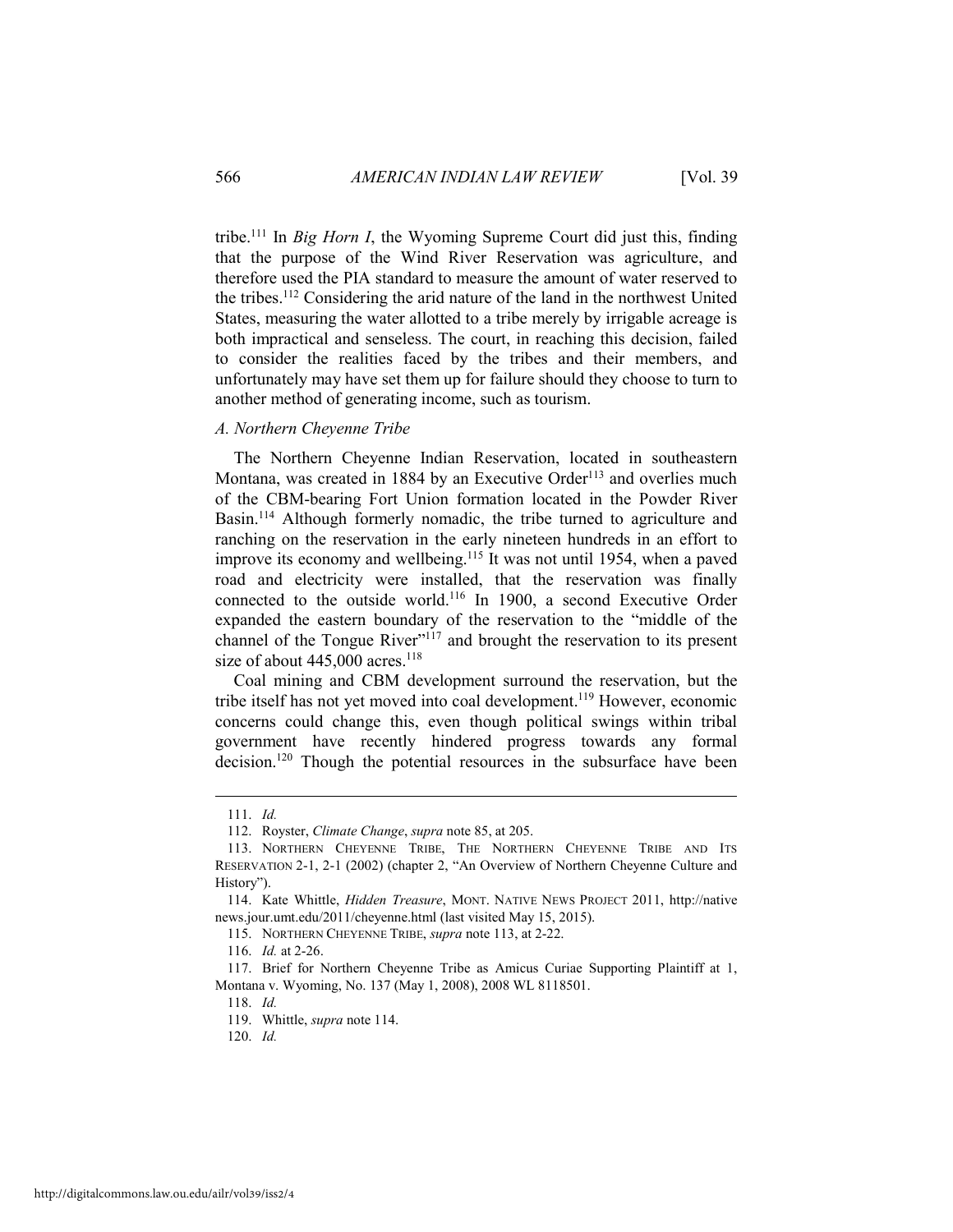tribe.[111] In *Big Horn I*, the Wyoming Supreme Court did just this, finding that the purpose of the Wind River Reservation was agriculture, and therefore used the PIA standard to measure the amount of water reserved to the tribes.[112] Considering the arid nature of the land in the northwest United States, measuring the water allotted to a tribe merely by irrigable acreage is both impractical and senseless. The court, in reaching this decision, failed to consider the realities faced by the tribes and their members, and unfortunately may have set them up for failure should they choose to turn to another method of generating income, such as tourism.

### *A. Northern Cheyenne Tribe*

The Northern Cheyenne Indian Reservation, located in southeastern Montana, was created in 1884 by an Executive Order[113] and overlies much of the CBM-bearing Fort Union formation located in the Powder River Basin.[114] Although formerly nomadic, the tribe turned to agriculture and ranching on the reservation in the early nineteen hundreds in an effort to improve its economy and wellbeing.[115] It was not until 1954, when a paved road and electricity were installed, that the reservation was finally connected to the outside world.[116] In 1900, a second Executive Order expanded the eastern boundary of the reservation to the "middle of the channel of the Tongue River"[117] and brought the reservation to its present size of about 445,000 acres.[118]

Coal mining and CBM development surround the reservation, but the tribe itself has not yet moved into coal development.[119] However, economic concerns could change this, even though political swings within tribal government have recently hindered progress towards any formal decision.[120] Though the potential resources in the subsurface have been

---

111. *Id.*

112. Royster, *Climate Change*, *supra* note 85, at 205.

113. NORTHERN CHEYENNE TRIBE, THE NORTHERN CHEYENNE TRIBE AND ITS RESERVATION 2-1, 2-1 (2002) (chapter 2, "An Overview of Northern Cheyenne Culture and History").

114. Kate Whittle, *Hidden Treasure*, MONT. NATIVE NEWS PROJECT 2011, http://nativenews.jour.umt.edu/2011/cheyenne.html (last visited May 15, 2015).

115. NORTHERN CHEYENNE TRIBE, *supra* note 113, at 2-22.

116. *Id.* at 2-26.

117. Brief for Northern Cheyenne Tribe as Amicus Curiae Supporting Plaintiff at 1, Montana v. Wyoming, No. 137 (May 1, 2008), 2008 WL 8118501.

118. *Id.*

119. Whittle, *supra* note 114.

120. *Id.*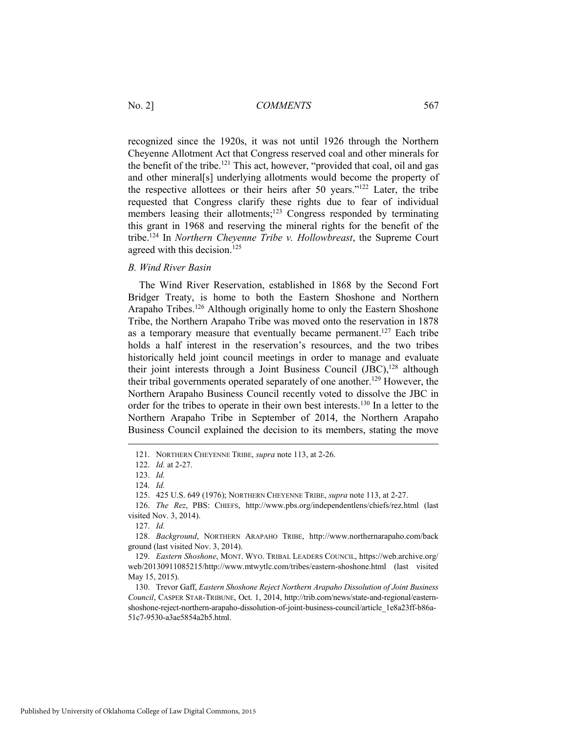recognized since the 1920s, it was not until 1926 through the Northern Cheyenne Allotment Act that Congress reserved coal and other minerals for the benefit of the tribe.[121] This act, however, "provided that coal, oil and gas and other mineral[s] underlying allotments would become the property of the respective allottees or their heirs after 50 years."[122] Later, the tribe requested that Congress clarify these rights due to fear of individual members leasing their allotments;[123] Congress responded by terminating this grant in 1968 and reserving the mineral rights for the benefit of the tribe.[124] In *Northern Cheyenne Tribe v. Hollowbreast*, the Supreme Court agreed with this decision.[125]

### *B. Wind River Basin*

The Wind River Reservation, established in 1868 by the Second Fort Bridger Treaty, is home to both the Eastern Shoshone and Northern Arapaho Tribes.[126] Although originally home to only the Eastern Shoshone Tribe, the Northern Arapaho Tribe was moved onto the reservation in 1878 as a temporary measure that eventually became permanent.[127] Each tribe holds a half interest in the reservation's resources, and the two tribes historically held joint council meetings in order to manage and evaluate their joint interests through a Joint Business Council (JBC),[128] although their tribal governments operated separately of one another.[129] However, the Northern Arapaho Business Council recently voted to dissolve the JBC in order for the tribes to operate in their own best interests.[130] In a letter to the Northern Arapaho Tribe in September of 2014, the Northern Arapaho Business Council explained the decision to its members, stating the move

---

121. NORTHERN CHEYENNE TRIBE, *supra* note 113, at 2-26.

122. *Id.* at 2-27.

123. *Id.*

124. *Id.*

125. 425 U.S. 649 (1976); NORTHERN CHEYENNE TRIBE, *supra* note 113, at 2-27.

126. *The Rez*, PBS: CHIEFS, http://www.pbs.org/independentlens/chiefs/rez.html (last visited Nov. 3, 2014).

127. *Id.*

128. *Background*, NORTHERN ARAPAHO TRIBE, http://www.northernarapaho.com/background (last visited Nov. 3, 2014).

129. *Eastern Shoshone*, MONT. WYO. TRIBAL LEADERS COUNCIL, https://web.archive.org/web/20130911085215/http://www.mtwytlc.com/tribes/eastern-shoshone.html (last visited May 15, 2015).

130. Trevor Gaff, *Eastern Shoshone Reject Northern Arapaho Dissolution of Joint Business Council*, CASPER STAR-TRIBUNE, Oct. 1, 2014, http://trib.com/news/state-and-regional/eastern-shoshone-reject-northern-arapaho-dissolution-of-joint-business-council/article_1e8a23ff-b86a-51c7-9530-a3ae5854a2b5.html.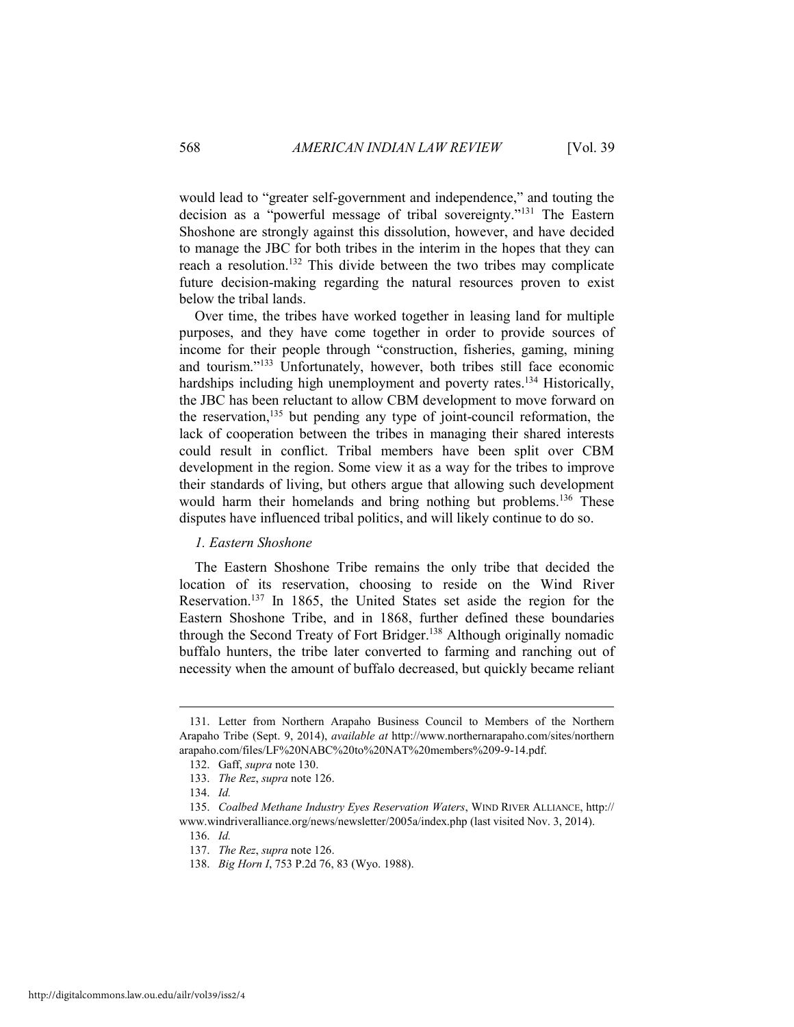would lead to "greater self-government and independence," and touting the decision as a "powerful message of tribal sovereignty."[131] The Eastern Shoshone are strongly against this dissolution, however, and have decided to manage the JBC for both tribes in the interim in the hopes that they can reach a resolution.[132] This divide between the two tribes may complicate future decision-making regarding the natural resources proven to exist below the tribal lands.

Over time, the tribes have worked together in leasing land for multiple purposes, and they have come together in order to provide sources of income for their people through "construction, fisheries, gaming, mining and tourism."[133] Unfortunately, however, both tribes still face economic hardships including high unemployment and poverty rates.[134] Historically, the JBC has been reluctant to allow CBM development to move forward on the reservation,[135] but pending any type of joint-council reformation, the lack of cooperation between the tribes in managing their shared interests could result in conflict. Tribal members have been split over CBM development in the region. Some view it as a way for the tribes to improve their standards of living, but others argue that allowing such development would harm their homelands and bring nothing but problems.[136] These disputes have influenced tribal politics, and will likely continue to do so.

*1. Eastern Shoshone*

The Eastern Shoshone Tribe remains the only tribe that decided the location of its reservation, choosing to reside on the Wind River Reservation.[137] In 1865, the United States set aside the region for the Eastern Shoshone Tribe, and in 1868, further defined these boundaries through the Second Treaty of Fort Bridger.[138] Although originally nomadic buffalo hunters, the tribe later converted to farming and ranching out of necessity when the amount of buffalo decreased, but quickly became reliant

---

131. Letter from Northern Arapaho Business Council to Members of the Northern Arapaho Tribe (Sept. 9, 2014), *available at* http://www.northernarapaho.com/sites/northernarapaho.com/files/LF%20NABC%20to%20NAT%20members%209-9-14.pdf.

132. Gaff, *supra* note 130.

133. *The Rez*, *supra* note 126.

134. *Id.*

135. *Coalbed Methane Industry Eyes Reservation Waters*, WIND RIVER ALLIANCE, http://www.windriveralliance.org/news/newsletter/2005a/index.php (last visited Nov. 3, 2014).

136. *Id.*

137. *The Rez*, *supra* note 126.

138. *Big Horn I*, 753 P.2d 76, 83 (Wyo. 1988).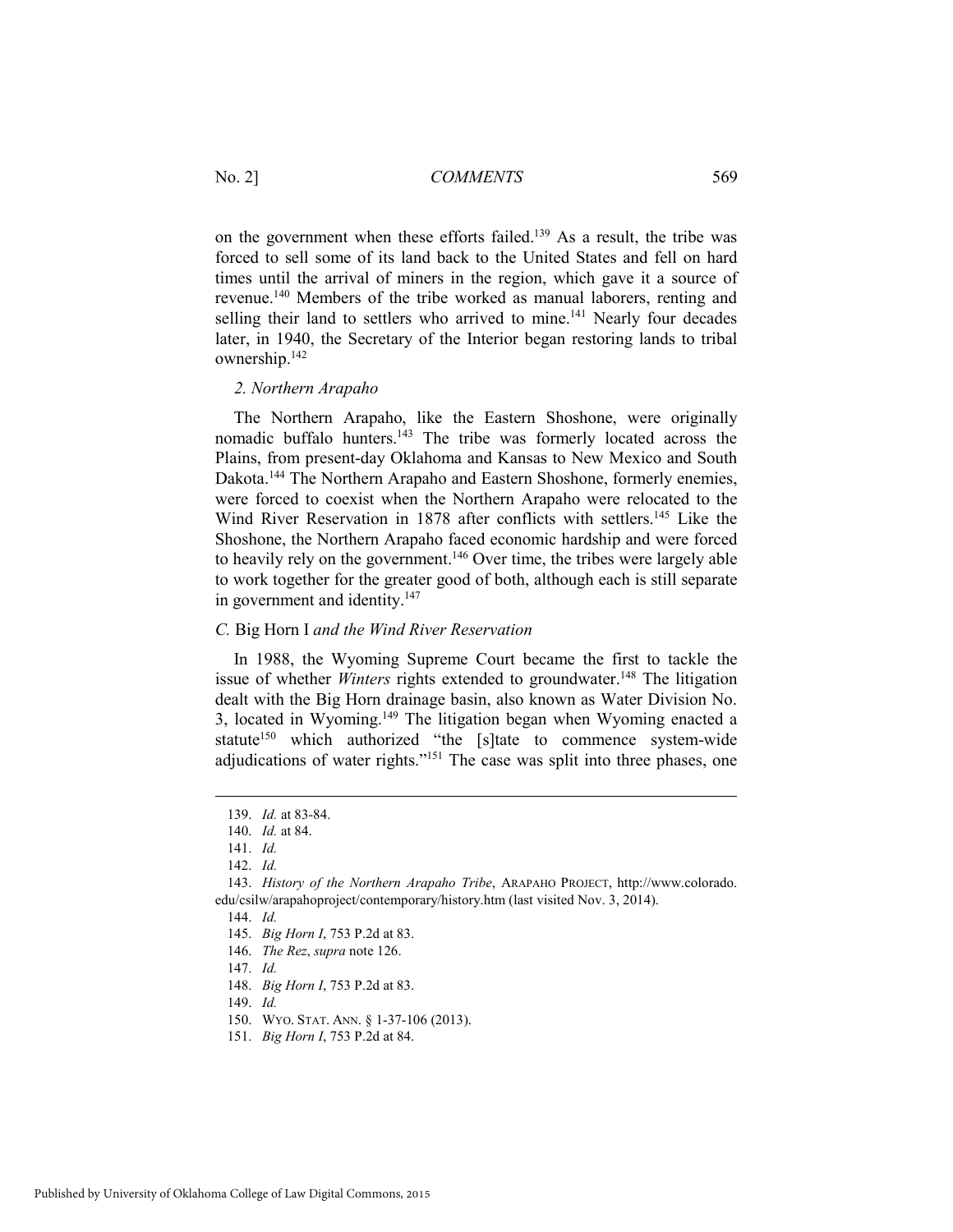on the government when these efforts failed.[139] As a result, the tribe was forced to sell some of its land back to the United States and fell on hard times until the arrival of miners in the region, which gave it a source of revenue.[140] Members of the tribe worked as manual laborers, renting and selling their land to settlers who arrived to mine.[141] Nearly four decades later, in 1940, the Secretary of the Interior began restoring lands to tribal ownership.[142]

*2. Northern Arapaho*

The Northern Arapaho, like the Eastern Shoshone, were originally nomadic buffalo hunters.[143] The tribe was formerly located across the Plains, from present-day Oklahoma and Kansas to New Mexico and South Dakota.[144] The Northern Arapaho and Eastern Shoshone, formerly enemies, were forced to coexist when the Northern Arapaho were relocated to the Wind River Reservation in 1878 after conflicts with settlers.[145] Like the Shoshone, the Northern Arapaho faced economic hardship and were forced to heavily rely on the government.[146] Over time, the tribes were largely able to work together for the greater good of both, although each is still separate in government and identity.[147]

*C.* Big Horn I *and the Wind River Reservation*

In 1988, the Wyoming Supreme Court became the first to tackle the issue of whether *Winters* rights extended to groundwater.[148] The litigation dealt with the Big Horn drainage basin, also known as Water Division No. 3, located in Wyoming.[149] The litigation began when Wyoming enacted a statute[150] which authorized "the [s]tate to commence system-wide adjudications of water rights."[151] The case was split into three phases, one

---

139. *Id.* at 83-84.

140. *Id.* at 84.

141. *Id.*

142. *Id.*

143. *History of the Northern Arapaho Tribe*, ARAPAHO PROJECT, http://www.colorado.edu/csilw/arapahoproject/contemporary/history.htm (last visited Nov. 3, 2014).

144. *Id.*

145. *Big Horn I*, 753 P.2d at 83.

146. *The Rez*, *supra* note 126.

147. *Id.*

148. *Big Horn I*, 753 P.2d at 83.

149. *Id.*

150. WYO. STAT. ANN. § 1-37-106 (2013).

151. *Big Horn I*, 753 P.2d at 84.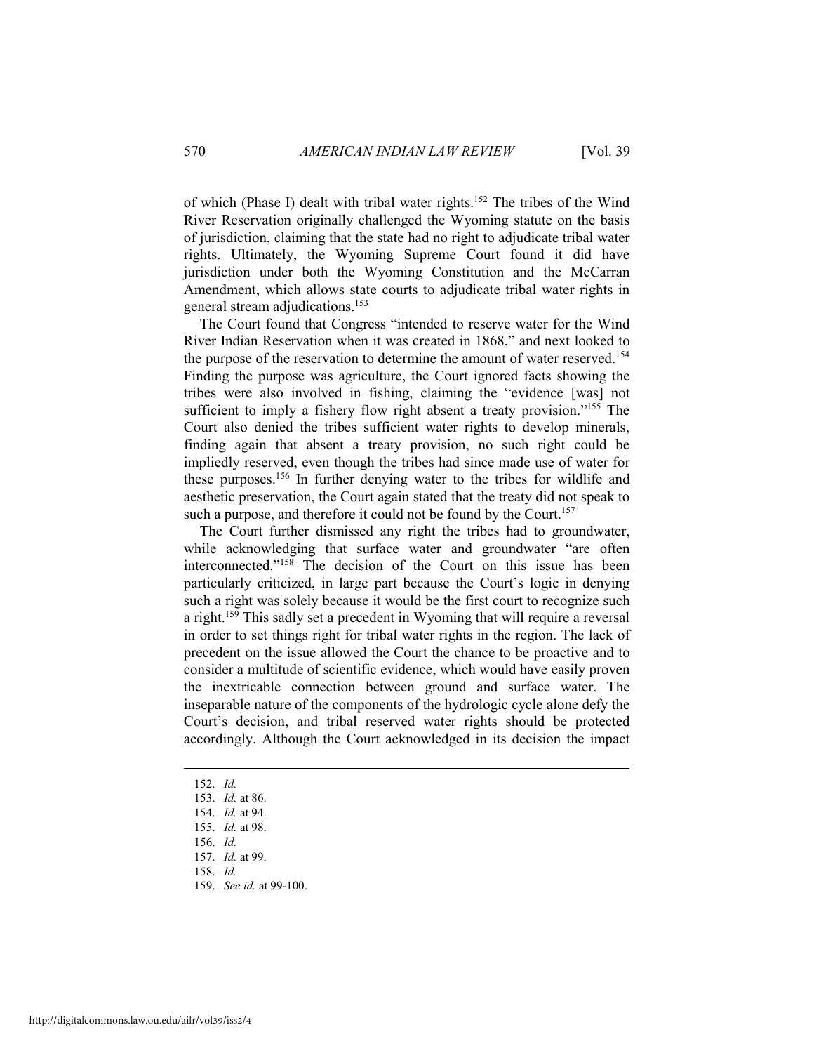of which (Phase I) dealt with tribal water rights.[152] The tribes of the Wind River Reservation originally challenged the Wyoming statute on the basis of jurisdiction, claiming that the state had no right to adjudicate tribal water rights. Ultimately, the Wyoming Supreme Court found it did have jurisdiction under both the Wyoming Constitution and the McCarran Amendment, which allows state courts to adjudicate tribal water rights in general stream adjudications.[153]

The Court found that Congress "intended to reserve water for the Wind River Indian Reservation when it was created in 1868," and next looked to the purpose of the reservation to determine the amount of water reserved.[154] Finding the purpose was agriculture, the Court ignored facts showing the tribes were also involved in fishing, claiming the "evidence [was] not sufficient to imply a fishery flow right absent a treaty provision."[155] The Court also denied the tribes sufficient water rights to develop minerals, finding again that absent a treaty provision, no such right could be impliedly reserved, even though the tribes had since made use of water for these purposes.[156] In further denying water to the tribes for wildlife and aesthetic preservation, the Court again stated that the treaty did not speak to such a purpose, and therefore it could not be found by the Court.[157]

The Court further dismissed any right the tribes had to groundwater, while acknowledging that surface water and groundwater "are often interconnected."[158] The decision of the Court on this issue has been particularly criticized, in large part because the Court's logic in denying such a right was solely because it would be the first court to recognize such a right.[159] This sadly set a precedent in Wyoming that will require a reversal in order to set things right for tribal water rights in the region. The lack of precedent on the issue allowed the Court the chance to be proactive and to consider a multitude of scientific evidence, which would have easily proven the inextricable connection between ground and surface water. The inseparable nature of the components of the hydrologic cycle alone defy the Court's decision, and tribal reserved water rights should be protected accordingly. Although the Court acknowledged in its decision the impact

---

152. *Id.*

153. *Id.* at 86.

154. *Id.* at 94.

155. *Id.* at 98.

156. *Id.*

157. *Id.* at 99.

158. *Id.*

159. *See id.* at 99-100.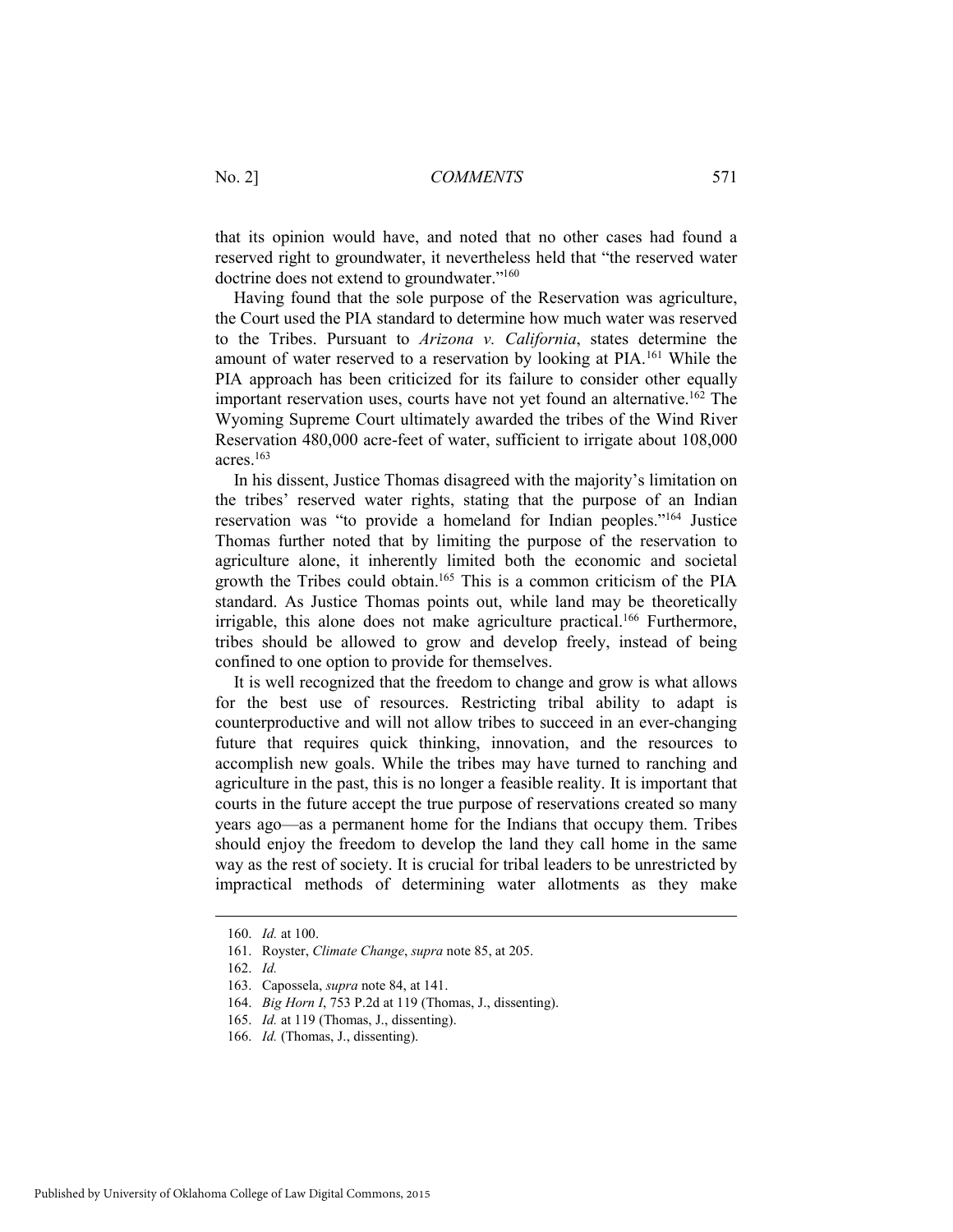that its opinion would have, and noted that no other cases had found a reserved right to groundwater, it nevertheless held that "the reserved water doctrine does not extend to groundwater."[160]

Having found that the sole purpose of the Reservation was agriculture, the Court used the PIA standard to determine how much water was reserved to the Tribes. Pursuant to *Arizona v. California*, states determine the amount of water reserved to a reservation by looking at PIA.[161] While the PIA approach has been criticized for its failure to consider other equally important reservation uses, courts have not yet found an alternative.[162] The Wyoming Supreme Court ultimately awarded the tribes of the Wind River Reservation 480,000 acre-feet of water, sufficient to irrigate about 108,000 acres.[163]

In his dissent, Justice Thomas disagreed with the majority's limitation on the tribes' reserved water rights, stating that the purpose of an Indian reservation was "to provide a homeland for Indian peoples."[164] Justice Thomas further noted that by limiting the purpose of the reservation to agriculture alone, it inherently limited both the economic and societal growth the Tribes could obtain.[165] This is a common criticism of the PIA standard. As Justice Thomas points out, while land may be theoretically irrigable, this alone does not make agriculture practical.[166] Furthermore, tribes should be allowed to grow and develop freely, instead of being confined to one option to provide for themselves.

It is well recognized that the freedom to change and grow is what allows for the best use of resources. Restricting tribal ability to adapt is counterproductive and will not allow tribes to succeed in an ever-changing future that requires quick thinking, innovation, and the resources to accomplish new goals. While the tribes may have turned to ranching and agriculture in the past, this is no longer a feasible reality. It is important that courts in the future accept the true purpose of reservations created so many years ago—as a permanent home for the Indians that occupy them. Tribes should enjoy the freedom to develop the land they call home in the same way as the rest of society. It is crucial for tribal leaders to be unrestricted by impractical methods of determining water allotments as they make

---

160. *Id.* at 100.

161. Royster, *Climate Change*, *supra* note 85, at 205.

162. *Id.*

163. Capossela, *supra* note 84, at 141.

164. *Big Horn I*, 753 P.2d at 119 (Thomas, J., dissenting).

165. *Id.* at 119 (Thomas, J., dissenting).

166. *Id.* (Thomas, J., dissenting).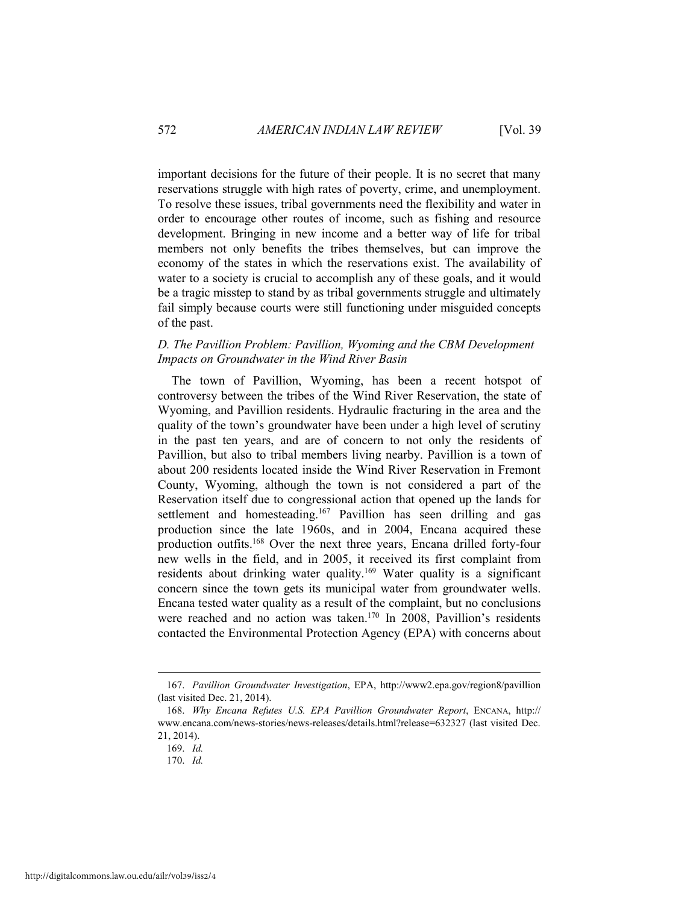important decisions for the future of their people. It is no secret that many reservations struggle with high rates of poverty, crime, and unemployment. To resolve these issues, tribal governments need the flexibility and water in order to encourage other routes of income, such as fishing and resource development. Bringing in new income and a better way of life for tribal members not only benefits the tribes themselves, but can improve the economy of the states in which the reservations exist. The availability of water to a society is crucial to accomplish any of these goals, and it would be a tragic misstep to stand by as tribal governments struggle and ultimately fail simply because courts were still functioning under misguided concepts of the past.

### *D. The Pavillion Problem: Pavillion, Wyoming and the CBM Development Impacts on Groundwater in the Wind River Basin*

The town of Pavillion, Wyoming, has been a recent hotspot of controversy between the tribes of the Wind River Reservation, the state of Wyoming, and Pavillion residents. Hydraulic fracturing in the area and the quality of the town's groundwater have been under a high level of scrutiny in the past ten years, and are of concern to not only the residents of Pavillion, but also to tribal members living nearby. Pavillion is a town of about 200 residents located inside the Wind River Reservation in Fremont County, Wyoming, although the town is not considered a part of the Reservation itself due to congressional action that opened up the lands for settlement and homesteading.[167] Pavillion has seen drilling and gas production since the late 1960s, and in 2004, Encana acquired these production outfits.[168] Over the next three years, Encana drilled forty-four new wells in the field, and in 2005, it received its first complaint from residents about drinking water quality.[169] Water quality is a significant concern since the town gets its municipal water from groundwater wells. Encana tested water quality as a result of the complaint, but no conclusions were reached and no action was taken.[170] In 2008, Pavillion's residents contacted the Environmental Protection Agency (EPA) with concerns about

---

167. *Pavillion Groundwater Investigation*, EPA, http://www2.epa.gov/region8/pavillion (last visited Dec. 21, 2014).

168. *Why Encana Refutes U.S. EPA Pavillion Groundwater Report*, ENCANA, http://www.encana.com/news-stories/news-releases/details.html?release=632327 (last visited Dec. 21, 2014).

169. *Id.*

170. *Id.*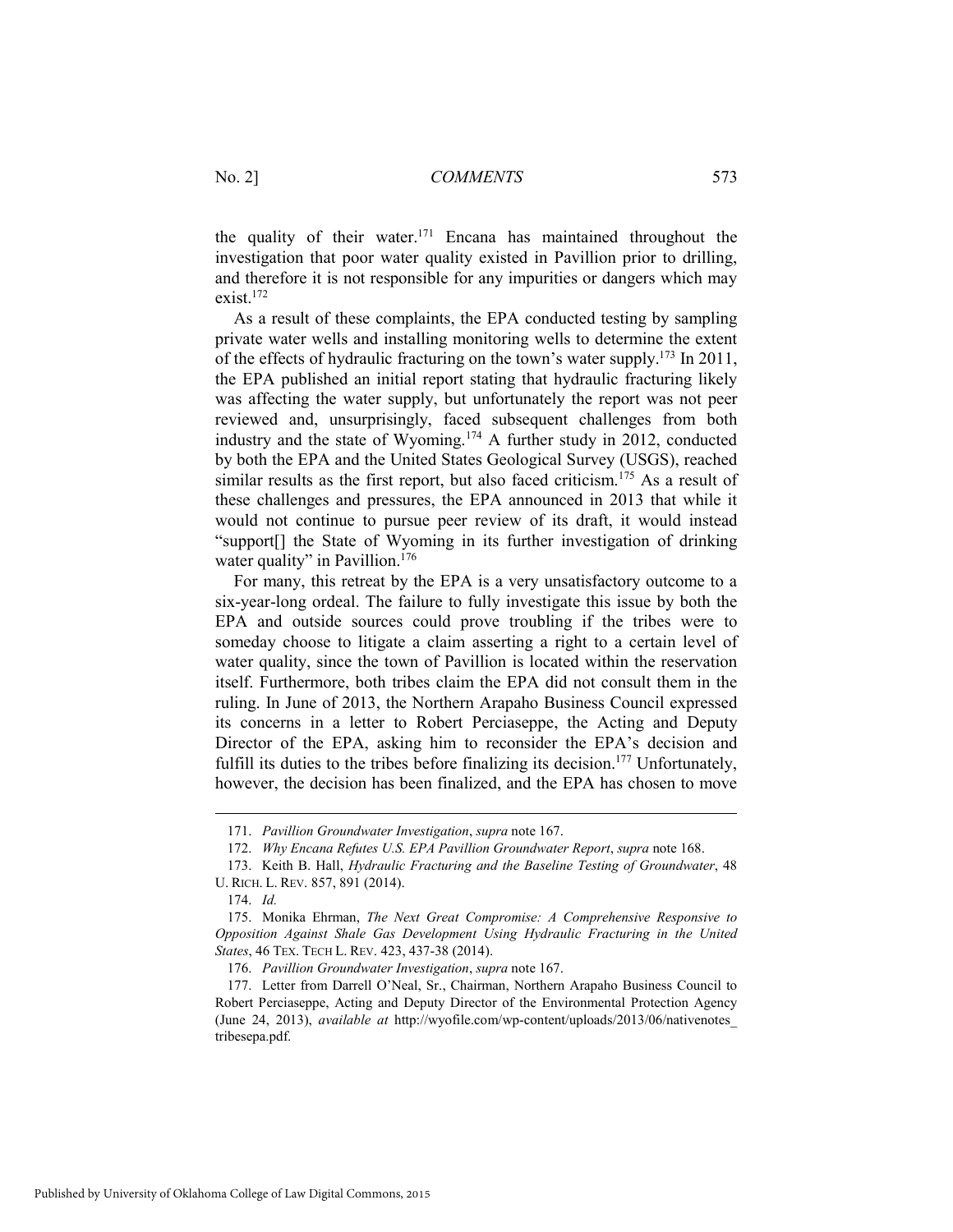the quality of their water.[171] Encana has maintained throughout the investigation that poor water quality existed in Pavillion prior to drilling, and therefore it is not responsible for any impurities or dangers which may exist.[172]

As a result of these complaints, the EPA conducted testing by sampling private water wells and installing monitoring wells to determine the extent of the effects of hydraulic fracturing on the town's water supply.[173] In 2011, the EPA published an initial report stating that hydraulic fracturing likely was affecting the water supply, but unfortunately the report was not peer reviewed and, unsurprisingly, faced subsequent challenges from both industry and the state of Wyoming.[174] A further study in 2012, conducted by both the EPA and the United States Geological Survey (USGS), reached similar results as the first report, but also faced criticism.[175] As a result of these challenges and pressures, the EPA announced in 2013 that while it would not continue to pursue peer review of its draft, it would instead "support[] the State of Wyoming in its further investigation of drinking water quality" in Pavillion.[176]

For many, this retreat by the EPA is a very unsatisfactory outcome to a six-year-long ordeal. The failure to fully investigate this issue by both the EPA and outside sources could prove troubling if the tribes were to someday choose to litigate a claim asserting a right to a certain level of water quality, since the town of Pavillion is located within the reservation itself. Furthermore, both tribes claim the EPA did not consult them in the ruling. In June of 2013, the Northern Arapaho Business Council expressed its concerns in a letter to Robert Perciaseppe, the Acting and Deputy Director of the EPA, asking him to reconsider the EPA's decision and fulfill its duties to the tribes before finalizing its decision.[177] Unfortunately, however, the decision has been finalized, and the EPA has chosen to move

---

171. *Pavillion Groundwater Investigation*, *supra* note 167.

172. *Why Encana Refutes U.S. EPA Pavillion Groundwater Report*, *supra* note 168.

173. Keith B. Hall, *Hydraulic Fracturing and the Baseline Testing of Groundwater*, 48 U. RICH. L. REV. 857, 891 (2014).

174. *Id.*

175. Monika Ehrman, *The Next Great Compromise: A Comprehensive Responsive to Opposition Against Shale Gas Development Using Hydraulic Fracturing in the United States*, 46 TEX. TECH L. REV. 423, 437-38 (2014).

176. *Pavillion Groundwater Investigation*, *supra* note 167.

177. Letter from Darrell O'Neal, Sr., Chairman, Northern Arapaho Business Council to Robert Perciaseppe, Acting and Deputy Director of the Environmental Protection Agency (June 24, 2013), *available at* http://wyofile.com/wp-content/uploads/2013/06/nativenotes_tribesepa.pdf.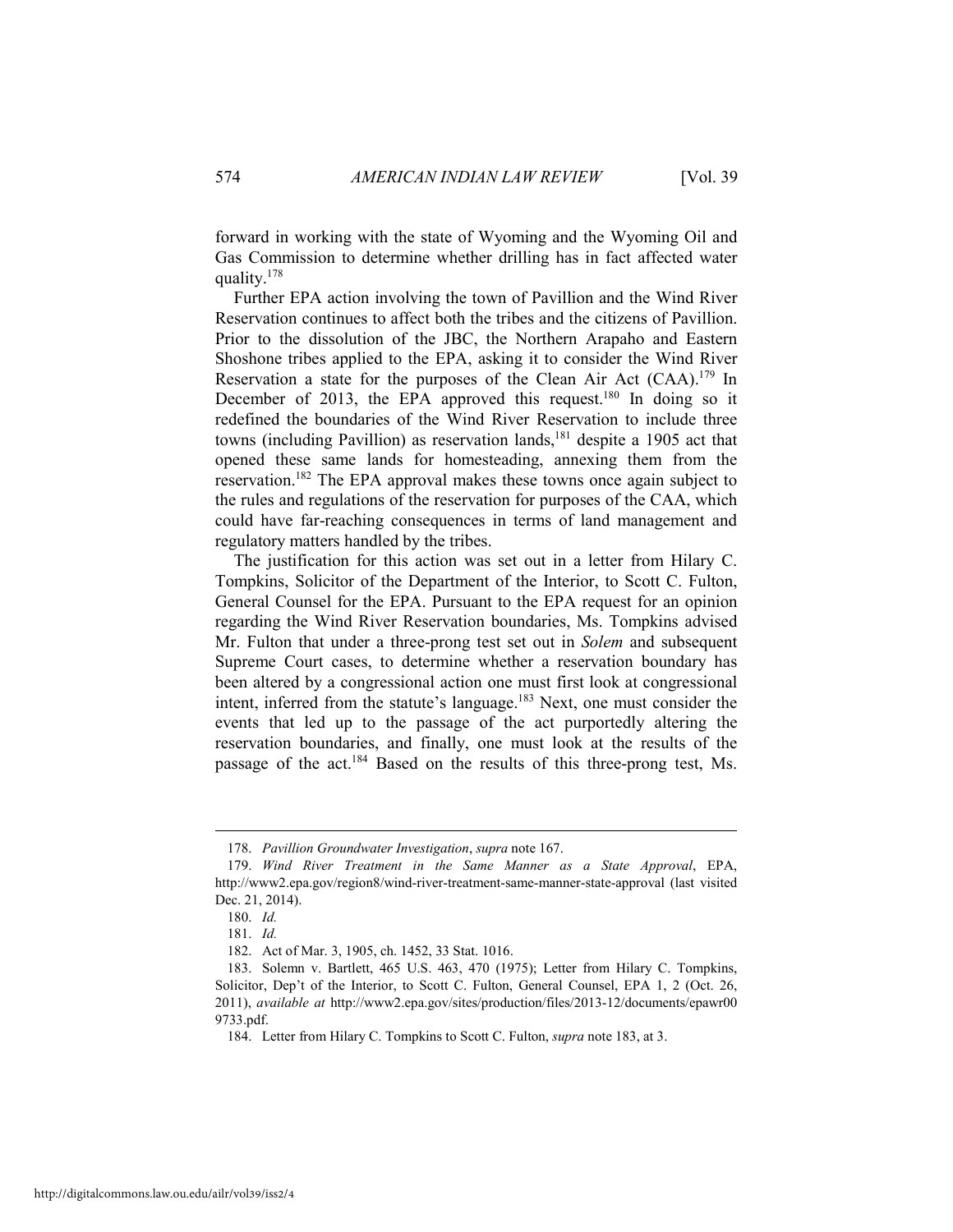forward in working with the state of Wyoming and the Wyoming Oil and Gas Commission to determine whether drilling has in fact affected water quality.[178]

Further EPA action involving the town of Pavillion and the Wind River Reservation continues to affect both the tribes and the citizens of Pavillion. Prior to the dissolution of the JBC, the Northern Arapaho and Eastern Shoshone tribes applied to the EPA, asking it to consider the Wind River Reservation a state for the purposes of the Clean Air Act (CAA).[179] In December of 2013, the EPA approved this request.[180] In doing so it redefined the boundaries of the Wind River Reservation to include three towns (including Pavillion) as reservation lands,[181] despite a 1905 act that opened these same lands for homesteading, annexing them from the reservation.[182] The EPA approval makes these towns once again subject to the rules and regulations of the reservation for purposes of the CAA, which could have far-reaching consequences in terms of land management and regulatory matters handled by the tribes.

The justification for this action was set out in a letter from Hilary C. Tompkins, Solicitor of the Department of the Interior, to Scott C. Fulton, General Counsel for the EPA. Pursuant to the EPA request for an opinion regarding the Wind River Reservation boundaries, Ms. Tompkins advised Mr. Fulton that under a three-prong test set out in *Solem* and subsequent Supreme Court cases, to determine whether a reservation boundary has been altered by a congressional action one must first look at congressional intent, inferred from the statute's language.[183] Next, one must consider the events that led up to the passage of the act purportedly altering the reservation boundaries, and finally, one must look at the results of the passage of the act.[184] Based on the results of this three-prong test, Ms.

---

178. *Pavillion Groundwater Investigation*, *supra* note 167.

179. *Wind River Treatment in the Same Manner as a State Approval*, EPA, http://www2.epa.gov/region8/wind-river-treatment-same-manner-state-approval (last visited Dec. 21, 2014).

180. *Id.*

181. *Id.*

182. Act of Mar. 3, 1905, ch. 1452, 33 Stat. 1016.

183. Solemn v. Bartlett, 465 U.S. 463, 470 (1975); Letter from Hilary C. Tompkins, Solicitor, Dep't of the Interior, to Scott C. Fulton, General Counsel, EPA 1, 2 (Oct. 26, 2011), *available at* http://www2.epa.gov/sites/production/files/2013-12/documents/epawr009733.pdf.

184. Letter from Hilary C. Tompkins to Scott C. Fulton, *supra* note 183, at 3.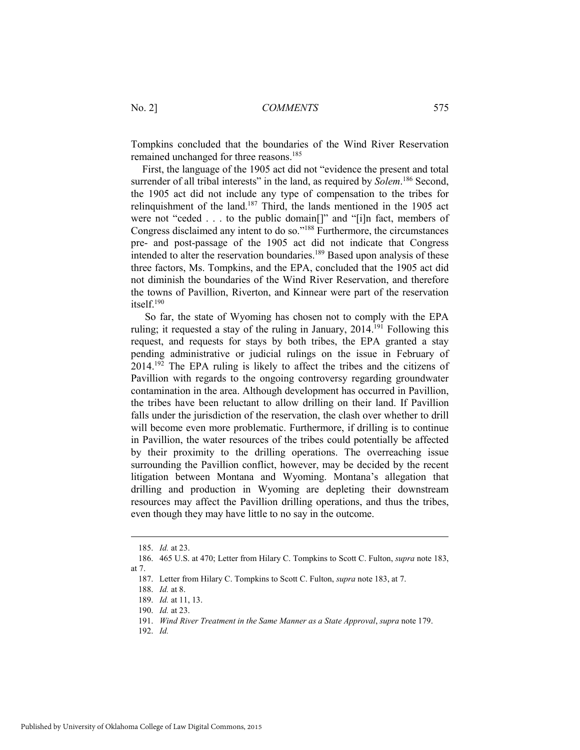Tompkins concluded that the boundaries of the Wind River Reservation remained unchanged for three reasons.[185]

First, the language of the 1905 act did not "evidence the present and total surrender of all tribal interests" in the land, as required by *Solem*.[186] Second, the 1905 act did not include any type of compensation to the tribes for relinquishment of the land.[187] Third, the lands mentioned in the 1905 act were not "ceded . . . to the public domain[]" and "[i]n fact, members of Congress disclaimed any intent to do so."[188] Furthermore, the circumstances pre- and post-passage of the 1905 act did not indicate that Congress intended to alter the reservation boundaries.[189] Based upon analysis of these three factors, Ms. Tompkins, and the EPA, concluded that the 1905 act did not diminish the boundaries of the Wind River Reservation, and therefore the towns of Pavillion, Riverton, and Kinnear were part of the reservation itself.[190]

So far, the state of Wyoming has chosen not to comply with the EPA ruling; it requested a stay of the ruling in January, 2014.[191] Following this request, and requests for stays by both tribes, the EPA granted a stay pending administrative or judicial rulings on the issue in February of 2014.[192] The EPA ruling is likely to affect the tribes and the citizens of Pavillion with regards to the ongoing controversy regarding groundwater contamination in the area. Although development has occurred in Pavillion, the tribes have been reluctant to allow drilling on their land. If Pavillion falls under the jurisdiction of the reservation, the clash over whether to drill will become even more problematic. Furthermore, if drilling is to continue in Pavillion, the water resources of the tribes could potentially be affected by their proximity to the drilling operations. The overreaching issue surrounding the Pavillion conflict, however, may be decided by the recent litigation between Montana and Wyoming. Montana's allegation that drilling and production in Wyoming are depleting their downstream resources may affect the Pavillion drilling operations, and thus the tribes, even though they may have little to no say in the outcome.

---

185. *Id.* at 23.

186. 465 U.S. at 470; Letter from Hilary C. Tompkins to Scott C. Fulton, *supra* note 183, at 7.

187. Letter from Hilary C. Tompkins to Scott C. Fulton, *supra* note 183, at 7.

188. *Id.* at 8.

189. *Id.* at 11, 13.

190. *Id.* at 23.

191. *Wind River Treatment in the Same Manner as a State Approval*, *supra* note 179.

192. *Id.*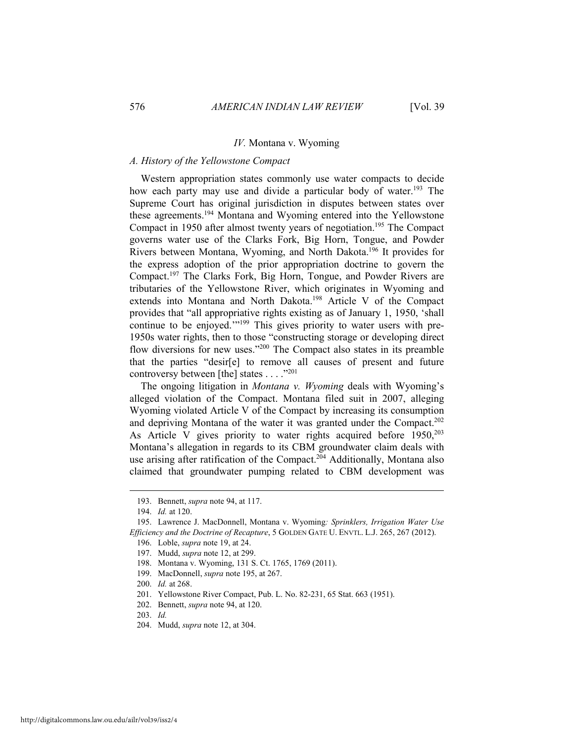## *IV.* Montana v. Wyoming

### *A. History of the Yellowstone Compact*

Western appropriation states commonly use water compacts to decide how each party may use and divide a particular body of water.[193] The Supreme Court has original jurisdiction in disputes between states over these agreements.[194] Montana and Wyoming entered into the Yellowstone Compact in 1950 after almost twenty years of negotiation.[195] The Compact governs water use of the Clarks Fork, Big Horn, Tongue, and Powder Rivers between Montana, Wyoming, and North Dakota.[196] It provides for the express adoption of the prior appropriation doctrine to govern the Compact.[197] The Clarks Fork, Big Horn, Tongue, and Powder Rivers are tributaries of the Yellowstone River, which originates in Wyoming and extends into Montana and North Dakota.[198] Article V of the Compact provides that "all appropriative rights existing as of January 1, 1950, 'shall continue to be enjoyed.'"[199] This gives priority to water users with pre-1950s water rights, then to those "constructing storage or developing direct flow diversions for new uses."[200] The Compact also states in its preamble that the parties "desir[e] to remove all causes of present and future controversy between [the] states . . . ."[201]

The ongoing litigation in *Montana v. Wyoming* deals with Wyoming's alleged violation of the Compact. Montana filed suit in 2007, alleging Wyoming violated Article V of the Compact by increasing its consumption and depriving Montana of the water it was granted under the Compact.[202] As Article V gives priority to water rights acquired before 1950,[203] Montana's allegation in regards to its CBM groundwater claim deals with use arising after ratification of the Compact.[204] Additionally, Montana also claimed that groundwater pumping related to CBM development was

---

193. Bennett, *supra* note 94, at 117.

194. *Id.* at 120.

195. Lawrence J. MacDonnell, Montana v. Wyoming*: Sprinklers, Irrigation Water Use Efficiency and the Doctrine of Recapture*, 5 GOLDEN GATE U. ENVTL. L.J. 265, 267 (2012).

196. Loble, *supra* note 19, at 24.

197. Mudd, *supra* note 12, at 299.

198. Montana v. Wyoming, 131 S. Ct. 1765, 1769 (2011).

199. MacDonnell, *supra* note 195, at 267.

200. *Id.* at 268.

201. Yellowstone River Compact, Pub. L. No. 82-231, 65 Stat. 663 (1951).

202. Bennett, *supra* note 94, at 120.

203. *Id.*

204. Mudd, *supra* note 12, at 304.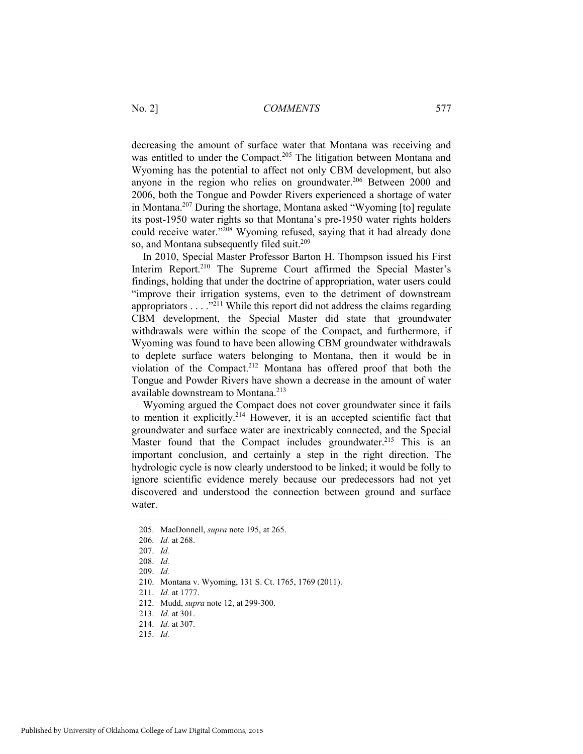decreasing the amount of surface water that Montana was receiving and was entitled to under the Compact.[205] The litigation between Montana and Wyoming has the potential to affect not only CBM development, but also anyone in the region who relies on groundwater.[206] Between 2000 and 2006, both the Tongue and Powder Rivers experienced a shortage of water in Montana.[207] During the shortage, Montana asked "Wyoming [to] regulate its post-1950 water rights so that Montana's pre-1950 water rights holders could receive water."[208] Wyoming refused, saying that it had already done so, and Montana subsequently filed suit.[209]

In 2010, Special Master Professor Barton H. Thompson issued his First Interim Report.[210] The Supreme Court affirmed the Special Master's findings, holding that under the doctrine of appropriation, water users could "improve their irrigation systems, even to the detriment of downstream appropriators . . . ."[211] While this report did not address the claims regarding CBM development, the Special Master did state that groundwater withdrawals were within the scope of the Compact, and furthermore, if Wyoming was found to have been allowing CBM groundwater withdrawals to deplete surface waters belonging to Montana, then it would be in violation of the Compact.[212] Montana has offered proof that both the Tongue and Powder Rivers have shown a decrease in the amount of water available downstream to Montana.[213]

Wyoming argued the Compact does not cover groundwater since it fails to mention it explicitly.[214] However, it is an accepted scientific fact that groundwater and surface water are inextricably connected, and the Special Master found that the Compact includes groundwater.[215] This is an important conclusion, and certainly a step in the right direction. The hydrologic cycle is now clearly understood to be linked; it would be folly to ignore scientific evidence merely because our predecessors had not yet discovered and understood the connection between ground and surface water.

---

205. MacDonnell, *supra* note 195, at 265.

206. *Id.* at 268.

207. *Id.*

208. *Id.*

209. *Id.*

210. Montana v. Wyoming, 131 S. Ct. 1765, 1769 (2011).

211. *Id.* at 1777.

212. Mudd, *supra* note 12, at 299-300.

213. *Id.* at 301.

214. *Id.* at 307.

215. *Id.*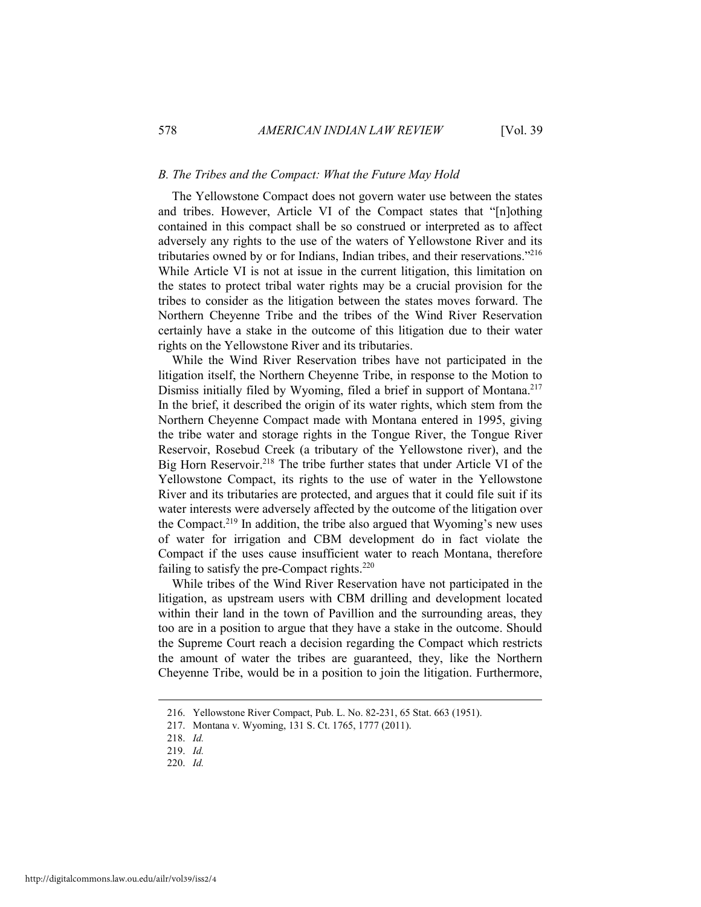### *B. The Tribes and the Compact: What the Future May Hold*

The Yellowstone Compact does not govern water use between the states and tribes. However, Article VI of the Compact states that "[n]othing contained in this compact shall be so construed or interpreted as to affect adversely any rights to the use of the waters of Yellowstone River and its tributaries owned by or for Indians, Indian tribes, and their reservations."[216] While Article VI is not at issue in the current litigation, this limitation on the states to protect tribal water rights may be a crucial provision for the tribes to consider as the litigation between the states moves forward. The Northern Cheyenne Tribe and the tribes of the Wind River Reservation certainly have a stake in the outcome of this litigation due to their water rights on the Yellowstone River and its tributaries.

While the Wind River Reservation tribes have not participated in the litigation itself, the Northern Cheyenne Tribe, in response to the Motion to Dismiss initially filed by Wyoming, filed a brief in support of Montana.[217] In the brief, it described the origin of its water rights, which stem from the Northern Cheyenne Compact made with Montana entered in 1995, giving the tribe water and storage rights in the Tongue River, the Tongue River Reservoir, Rosebud Creek (a tributary of the Yellowstone river), and the Big Horn Reservoir.[218] The tribe further states that under Article VI of the Yellowstone Compact, its rights to the use of water in the Yellowstone River and its tributaries are protected, and argues that it could file suit if its water interests were adversely affected by the outcome of the litigation over the Compact.[219] In addition, the tribe also argued that Wyoming's new uses of water for irrigation and CBM development do in fact violate the Compact if the uses cause insufficient water to reach Montana, therefore failing to satisfy the pre-Compact rights.[220]

While tribes of the Wind River Reservation have not participated in the litigation, as upstream users with CBM drilling and development located within their land in the town of Pavillion and the surrounding areas, they too are in a position to argue that they have a stake in the outcome. Should the Supreme Court reach a decision regarding the Compact which restricts the amount of water the tribes are guaranteed, they, like the Northern Cheyenne Tribe, would be in a position to join the litigation. Furthermore,

---

216. Yellowstone River Compact, Pub. L. No. 82-231, 65 Stat. 663 (1951).

217. Montana v. Wyoming, 131 S. Ct. 1765, 1777 (2011).

218. *Id.*

219. *Id.*

220. *Id.*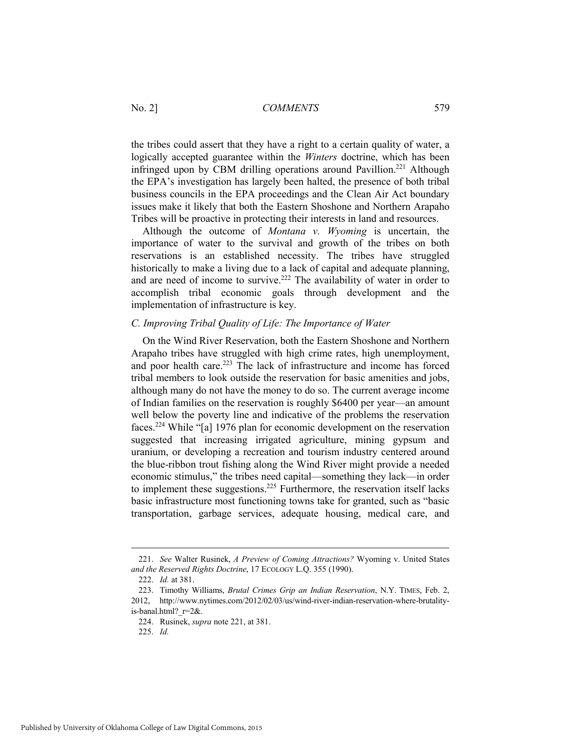the tribes could assert that they have a right to a certain quality of water, a logically accepted guarantee within the *Winters* doctrine, which has been infringed upon by CBM drilling operations around Pavillion.[221] Although the EPA's investigation has largely been halted, the presence of both tribal business councils in the EPA proceedings and the Clean Air Act boundary issues make it likely that both the Eastern Shoshone and Northern Arapaho Tribes will be proactive in protecting their interests in land and resources.

Although the outcome of *Montana v. Wyoming* is uncertain, the importance of water to the survival and growth of the tribes on both reservations is an established necessity. The tribes have struggled historically to make a living due to a lack of capital and adequate planning, and are need of income to survive.[222] The availability of water in order to accomplish tribal economic goals through development and the implementation of infrastructure is key.

### *C. Improving Tribal Quality of Life: The Importance of Water*

On the Wind River Reservation, both the Eastern Shoshone and Northern Arapaho tribes have struggled with high crime rates, high unemployment, and poor health care.[223] The lack of infrastructure and income has forced tribal members to look outside the reservation for basic amenities and jobs, although many do not have the money to do so. The current average income of Indian families on the reservation is roughly $6400 per year—an amount well below the poverty line and indicative of the problems the reservation faces.[224] While "[a] 1976 plan for economic development on the reservation suggested that increasing irrigated agriculture, mining gypsum and uranium, or developing a recreation and tourism industry centered around the blue-ribbon trout fishing along the Wind River might provide a needed economic stimulus," the tribes need capital—something they lack—in order to implement these suggestions.[225] Furthermore, the reservation itself lacks basic infrastructure most functioning towns take for granted, such as "basic transportation, garbage services, adequate housing, medical care, and

---

221. *See* Walter Rusinek, *A Preview of Coming Attractions?* Wyoming v. United States *and the Reserved Rights Doctrine*, 17 ECOLOGY L.Q. 355 (1990).

222. *Id.* at 381.

223. Timothy Williams, *Brutal Crimes Grip an Indian Reservation*, N.Y. TIMES, Feb. 2, 2012, http://www.nytimes.com/2012/02/03/us/wind-river-indian-reservation-where-brutality-is-banal.html?_r=2&.

224. Rusinek, *supra* note 221, at 381.

225. *Id.*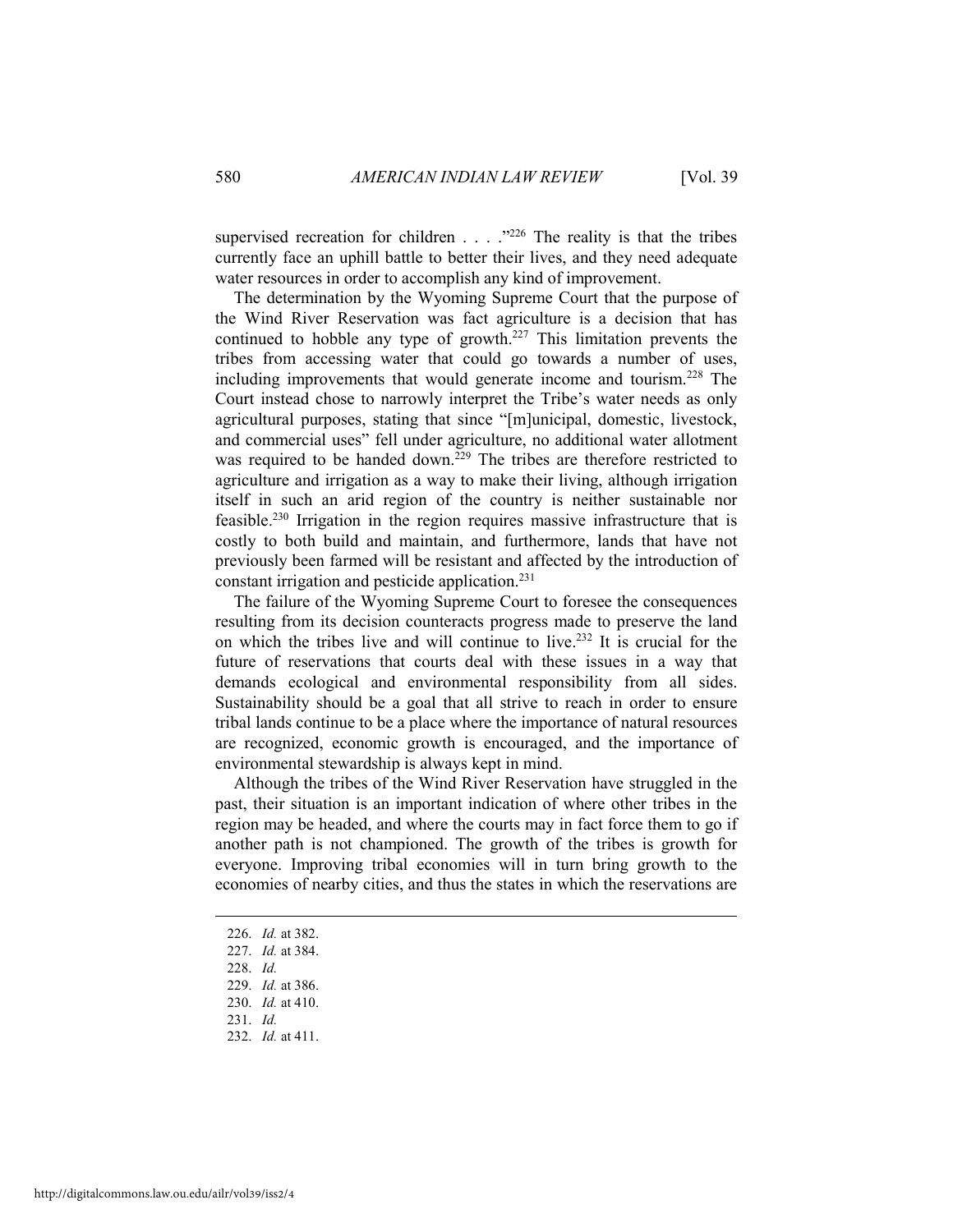supervised recreation for children . . . ."[226] The reality is that the tribes currently face an uphill battle to better their lives, and they need adequate water resources in order to accomplish any kind of improvement.

The determination by the Wyoming Supreme Court that the purpose of the Wind River Reservation was fact agriculture is a decision that has continued to hobble any type of growth.[227] This limitation prevents the tribes from accessing water that could go towards a number of uses, including improvements that would generate income and tourism.[228] The Court instead chose to narrowly interpret the Tribe's water needs as only agricultural purposes, stating that since "[m]unicipal, domestic, livestock, and commercial uses" fell under agriculture, no additional water allotment was required to be handed down.[229] The tribes are therefore restricted to agriculture and irrigation as a way to make their living, although irrigation itself in such an arid region of the country is neither sustainable nor feasible.[230] Irrigation in the region requires massive infrastructure that is costly to both build and maintain, and furthermore, lands that have not previously been farmed will be resistant and affected by the introduction of constant irrigation and pesticide application.[231]

The failure of the Wyoming Supreme Court to foresee the consequences resulting from its decision counteracts progress made to preserve the land on which the tribes live and will continue to live.[232] It is crucial for the future of reservations that courts deal with these issues in a way that demands ecological and environmental responsibility from all sides. Sustainability should be a goal that all strive to reach in order to ensure tribal lands continue to be a place where the importance of natural resources are recognized, economic growth is encouraged, and the importance of environmental stewardship is always kept in mind.

Although the tribes of the Wind River Reservation have struggled in the past, their situation is an important indication of where other tribes in the region may be headed, and where the courts may in fact force them to go if another path is not championed. The growth of the tribes is growth for everyone. Improving tribal economies will in turn bring growth to the economies of nearby cities, and thus the states in which the reservations are

---

226. *Id.* at 382.
227. *Id.* at 384.
228. *Id.*
229. *Id.* at 386.
230. *Id.* at 410.
231. *Id.*
232. *Id.* at 411.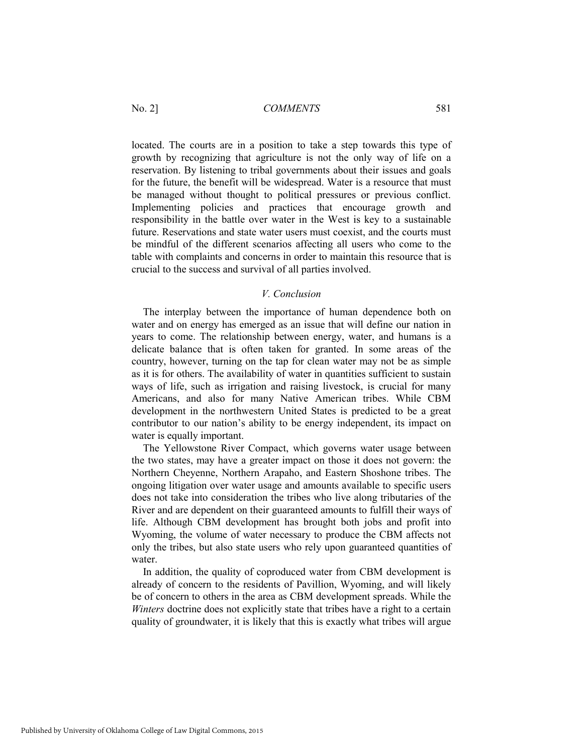located. The courts are in a position to take a step towards this type of growth by recognizing that agriculture is not the only way of life on a reservation. By listening to tribal governments about their issues and goals for the future, the benefit will be widespread. Water is a resource that must be managed without thought to political pressures or previous conflict. Implementing policies and practices that encourage growth and responsibility in the battle over water in the West is key to a sustainable future. Reservations and state water users must coexist, and the courts must be mindful of the different scenarios affecting all users who come to the table with complaints and concerns in order to maintain this resource that is crucial to the success and survival of all parties involved.

## *V. Conclusion*

The interplay between the importance of human dependence both on water and on energy has emerged as an issue that will define our nation in years to come. The relationship between energy, water, and humans is a delicate balance that is often taken for granted. In some areas of the country, however, turning on the tap for clean water may not be as simple as it is for others. The availability of water in quantities sufficient to sustain ways of life, such as irrigation and raising livestock, is crucial for many Americans, and also for many Native American tribes. While CBM development in the northwestern United States is predicted to be a great contributor to our nation's ability to be energy independent, its impact on water is equally important.

The Yellowstone River Compact, which governs water usage between the two states, may have a greater impact on those it does not govern: the Northern Cheyenne, Northern Arapaho, and Eastern Shoshone tribes. The ongoing litigation over water usage and amounts available to specific users does not take into consideration the tribes who live along tributaries of the River and are dependent on their guaranteed amounts to fulfill their ways of life. Although CBM development has brought both jobs and profit into Wyoming, the volume of water necessary to produce the CBM affects not only the tribes, but also state users who rely upon guaranteed quantities of water.

In addition, the quality of coproduced water from CBM development is already of concern to the residents of Pavillion, Wyoming, and will likely be of concern to others in the area as CBM development spreads. While the *Winters* doctrine does not explicitly state that tribes have a right to a certain quality of groundwater, it is likely that this is exactly what tribes will argue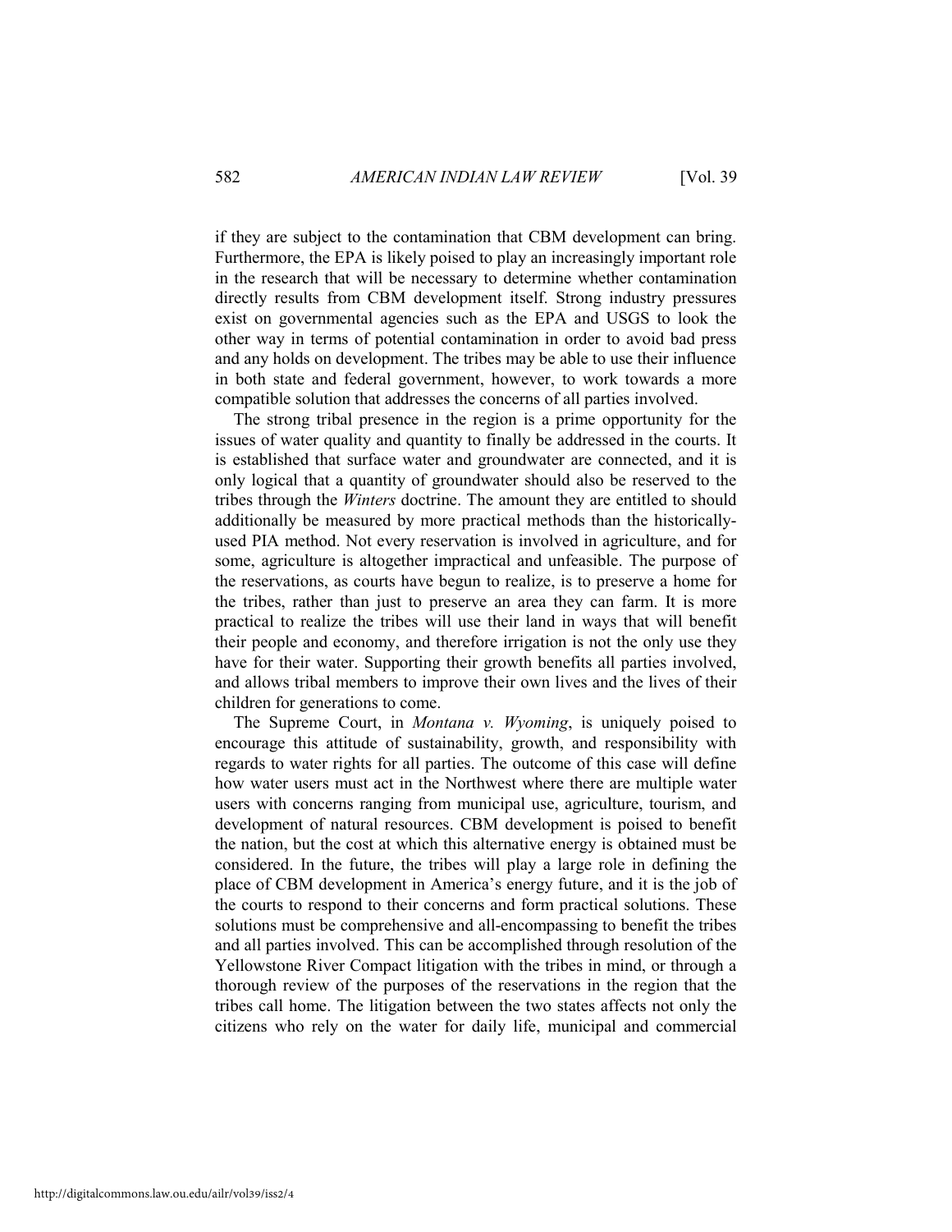if they are subject to the contamination that CBM development can bring. Furthermore, the EPA is likely poised to play an increasingly important role in the research that will be necessary to determine whether contamination directly results from CBM development itself. Strong industry pressures exist on governmental agencies such as the EPA and USGS to look the other way in terms of potential contamination in order to avoid bad press and any holds on development. The tribes may be able to use their influence in both state and federal government, however, to work towards a more compatible solution that addresses the concerns of all parties involved.

The strong tribal presence in the region is a prime opportunity for the issues of water quality and quantity to finally be addressed in the courts. It is established that surface water and groundwater are connected, and it is only logical that a quantity of groundwater should also be reserved to the tribes through the *Winters* doctrine. The amount they are entitled to should additionally be measured by more practical methods than the historically-used PIA method. Not every reservation is involved in agriculture, and for some, agriculture is altogether impractical and unfeasible. The purpose of the reservations, as courts have begun to realize, is to preserve a home for the tribes, rather than just to preserve an area they can farm. It is more practical to realize the tribes will use their land in ways that will benefit their people and economy, and therefore irrigation is not the only use they have for their water. Supporting their growth benefits all parties involved, and allows tribal members to improve their own lives and the lives of their children for generations to come.

The Supreme Court, in *Montana v. Wyoming*, is uniquely poised to encourage this attitude of sustainability, growth, and responsibility with regards to water rights for all parties. The outcome of this case will define how water users must act in the Northwest where there are multiple water users with concerns ranging from municipal use, agriculture, tourism, and development of natural resources. CBM development is poised to benefit the nation, but the cost at which this alternative energy is obtained must be considered. In the future, the tribes will play a large role in defining the place of CBM development in America's energy future, and it is the job of the courts to respond to their concerns and form practical solutions. These solutions must be comprehensive and all-encompassing to benefit the tribes and all parties involved. This can be accomplished through resolution of the Yellowstone River Compact litigation with the tribes in mind, or through a thorough review of the purposes of the reservations in the region that the tribes call home. The litigation between the two states affects not only the citizens who rely on the water for daily life, municipal and commercial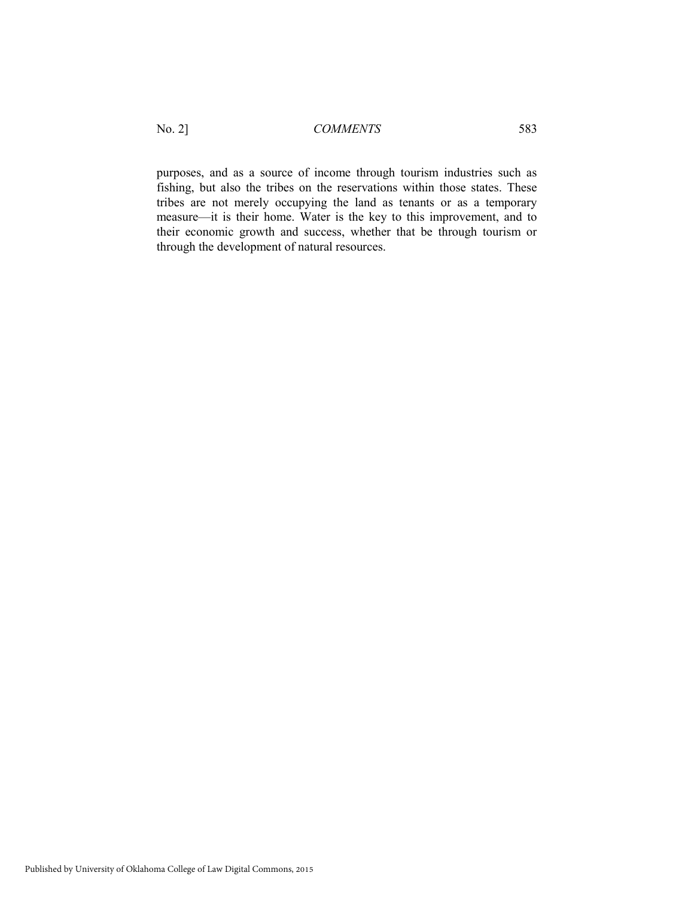purposes, and as a source of income through tourism industries such as fishing, but also the tribes on the reservations within those states. These tribes are not merely occupying the land as tenants or as a temporary measure—it is their home. Water is the key to this improvement, and to their economic growth and success, whether that be through tourism or through the development of natural resources.